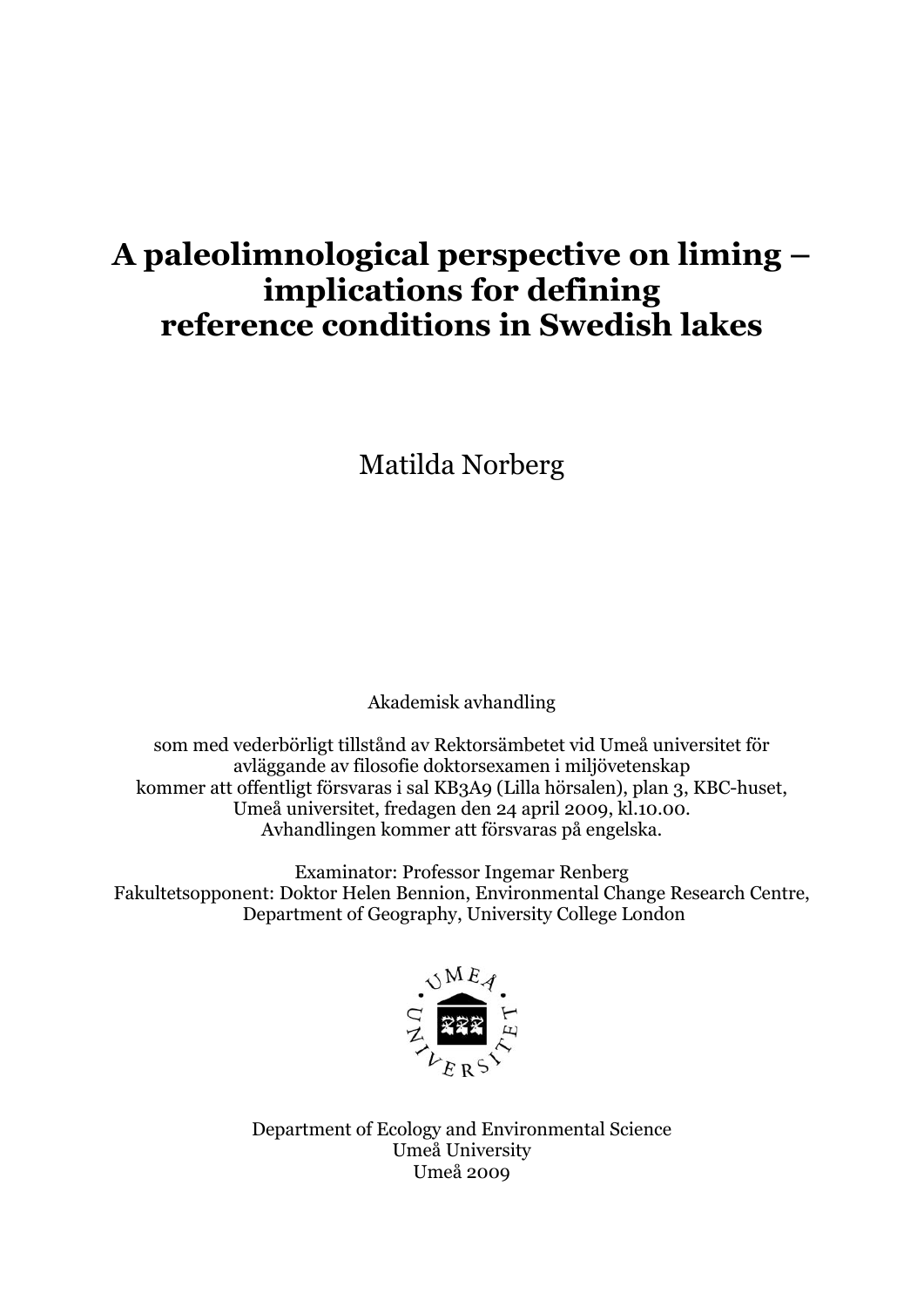# A paleolimnological perspective on liming – implications for defining reference conditions in Swedish lakes

Matilda Norberg

Akademisk avhandling

som med vederbörligt tillstånd av Rektorsämbetet vid Umeå universitet för avläggande av filosofie doktorsexamen i miljövetenskap kommer att offentligt försvaras i sal KB3A9 (Lilla hörsalen), plan 3, KBC-huset, Umeå universitet, fredagen den 24 april 2009, kl.10.00. Avhandlingen kommer att försvaras på engelska.

Examinator: Professor Ingemar Renberg
Fakultetsopponent: Doktor Helen Bennion, Environmental Change Research Centre, Department of Geography, University College London

Department of Ecology and Environmental Science
Umeå University
Umeå 2009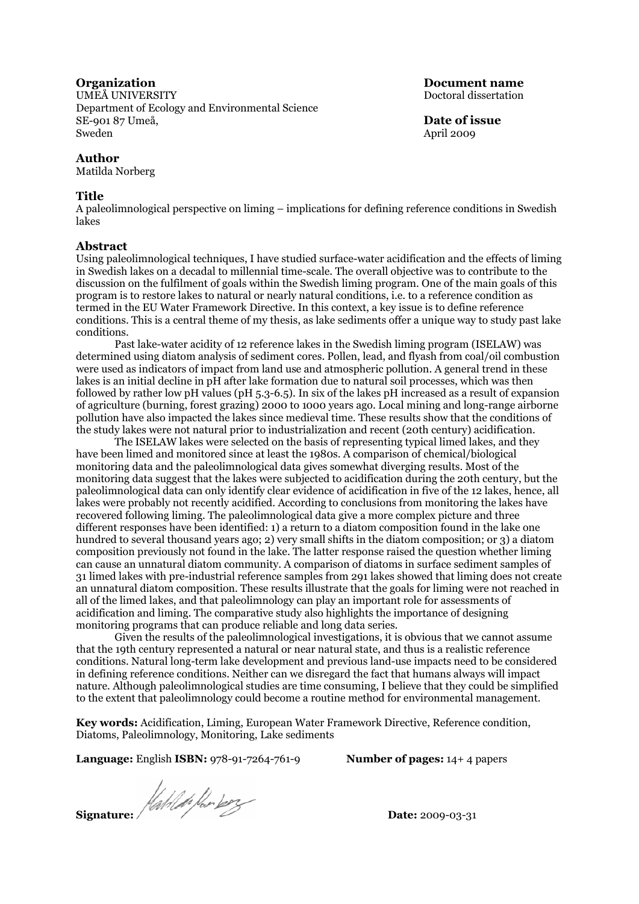**Organization**
UMEÅ UNIVERSITY
Department of Ecology and Environmental Science
SE-901 87 Umeå,
Sweden

**Document name**
Doctoral dissertation

**Date of issue**
April 2009

**Author**
Matilda Norberg

**Title**
A paleolimnological perspective on liming – implications for defining reference conditions in Swedish lakes

**Abstract**
Using paleolimnological techniques, I have studied surface-water acidification and the effects of liming in Swedish lakes on a decadal to millennial time-scale. The overall objective was to contribute to the discussion on the fulfilment of goals within the Swedish liming program. One of the main goals of this program is to restore lakes to natural or nearly natural conditions, i.e. to a reference condition as termed in the EU Water Framework Directive. In this context, a key issue is to define reference conditions. This is a central theme of my thesis, as lake sediments offer a unique way to study past lake conditions.

Past lake-water acidity of 12 reference lakes in the Swedish liming program (ISELAW) was determined using diatom analysis of sediment cores. Pollen, lead, and flyash from coal/oil combustion were used as indicators of impact from land use and atmospheric pollution. A general trend in these lakes is an initial decline in pH after lake formation due to natural soil processes, which was then followed by rather low pH values (pH 5.3-6.5). In six of the lakes pH increased as a result of expansion of agriculture (burning, forest grazing) 2000 to 1000 years ago. Local mining and long-range airborne pollution have also impacted the lakes since medieval time. These results show that the conditions of the study lakes were not natural prior to industrialization and recent (20th century) acidification.

The ISELAW lakes were selected on the basis of representing typical limed lakes, and they have been limed and monitored since at least the 1980s. A comparison of chemical/biological monitoring data and the paleolimnological data gives somewhat diverging results. Most of the monitoring data suggest that the lakes were subjected to acidification during the 20th century, but the paleolimnological data can only identify clear evidence of acidification in five of the 12 lakes, hence, all lakes were probably not recently acidified. According to conclusions from monitoring the lakes have recovered following liming. The paleolimnological data give a more complex picture and three different responses have been identified: 1) a return to a diatom composition found in the lake one hundred to several thousand years ago; 2) very small shifts in the diatom composition; or 3) a diatom composition previously not found in the lake. The latter response raised the question whether liming can cause an unnatural diatom community. A comparison of diatoms in surface sediment samples of 31 limed lakes with pre-industrial reference samples from 291 lakes showed that liming does not create an unnatural diatom composition. These results illustrate that the goals for liming were not reached in all of the limed lakes, and that paleolimnology can play an important role for assessments of acidification and liming. The comparative study also highlights the importance of designing monitoring programs that can produce reliable and long data series.

Given the results of the paleolimnological investigations, it is obvious that we cannot assume that the 19th century represented a natural or near natural state, and thus is a realistic reference conditions. Natural long-term lake development and previous land-use impacts need to be considered in defining reference conditions. Neither can we disregard the fact that humans always will impact nature. Although paleolimnological studies are time consuming, I believe that they could be simplified to the extent that paleolimnology could become a routine method for environmental management.

**Key words:** Acidification, Liming, European Water Framework Directive, Reference condition, Diatoms, Paleolimnology, Monitoring, Lake sediments

**Language:** English **ISBN:** 978-91-7264-761-9 **Number of pages:** 14+ 4 papers

**Signature:** Matilda Norberg **Date:** 2009-03-31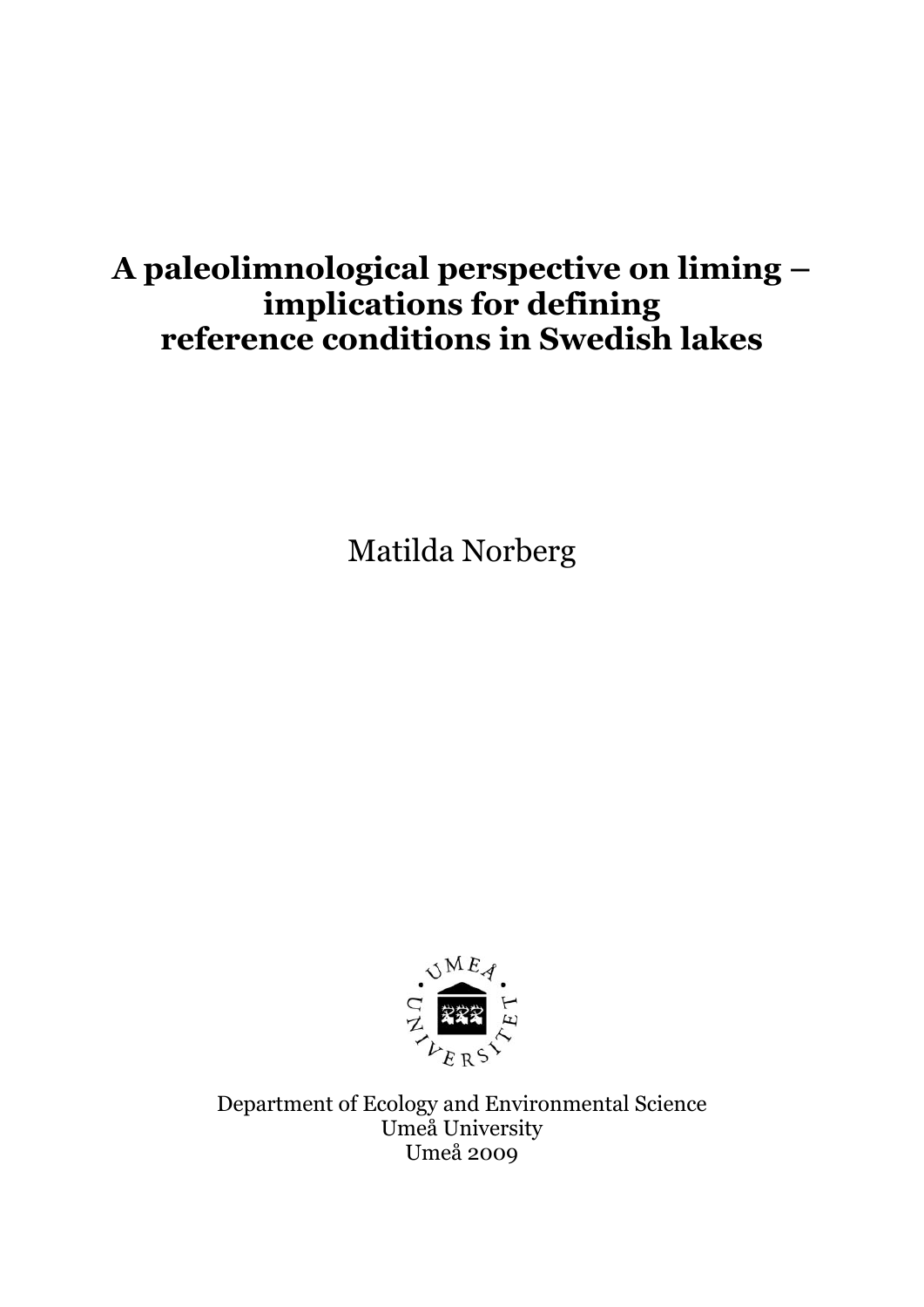# A paleolimnological perspective on liming – implications for defining reference conditions in Swedish lakes

Matilda Norberg

Department of Ecology and Environmental Science
Umeå University
Umeå 2009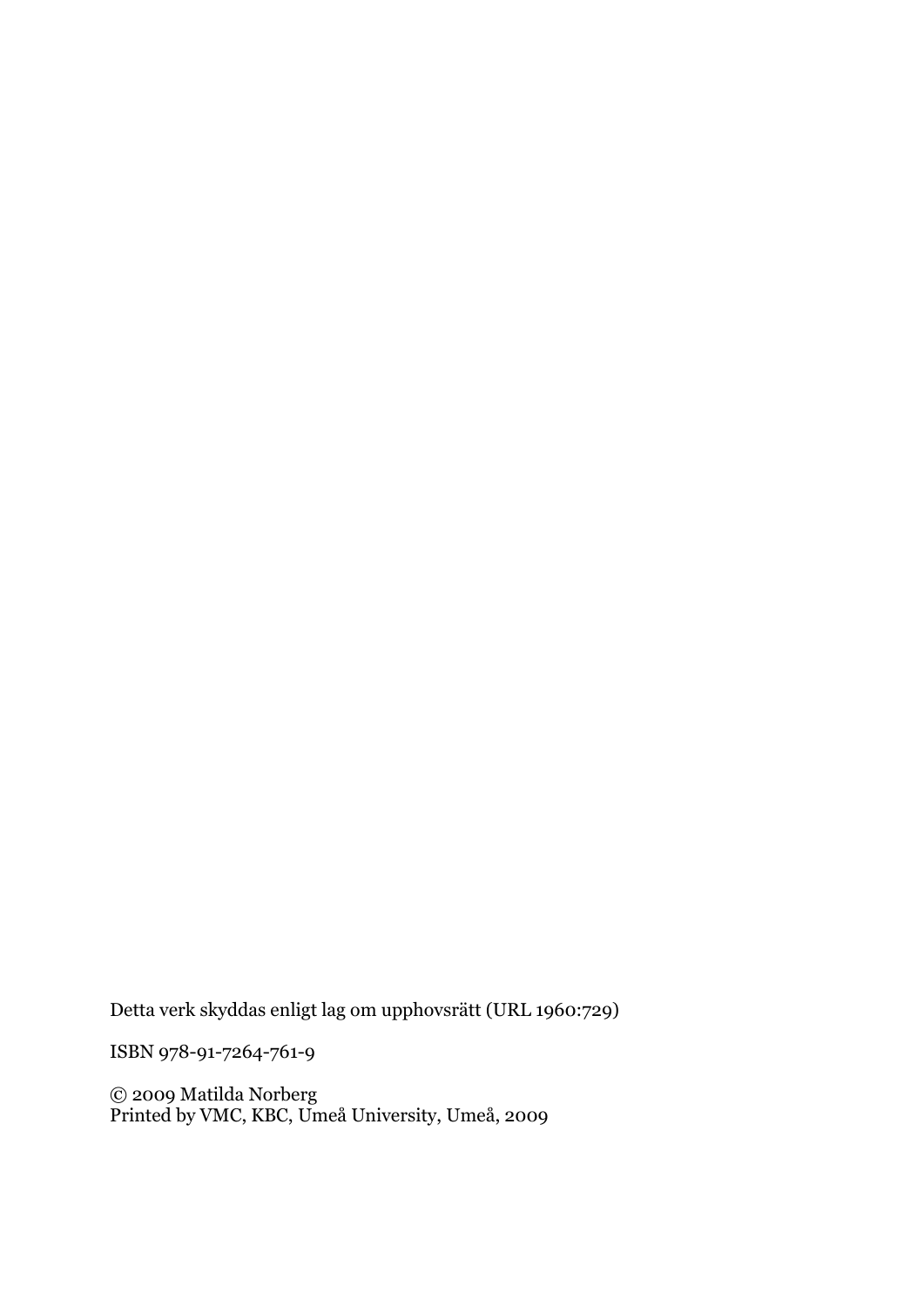Detta verk skyddas enligt lag om upphovsrätt (URL 1960:729)

ISBN 978-91-7264-761-9

© 2009 Matilda Norberg
Printed by VMC, KBC, Umeå University, Umeå, 2009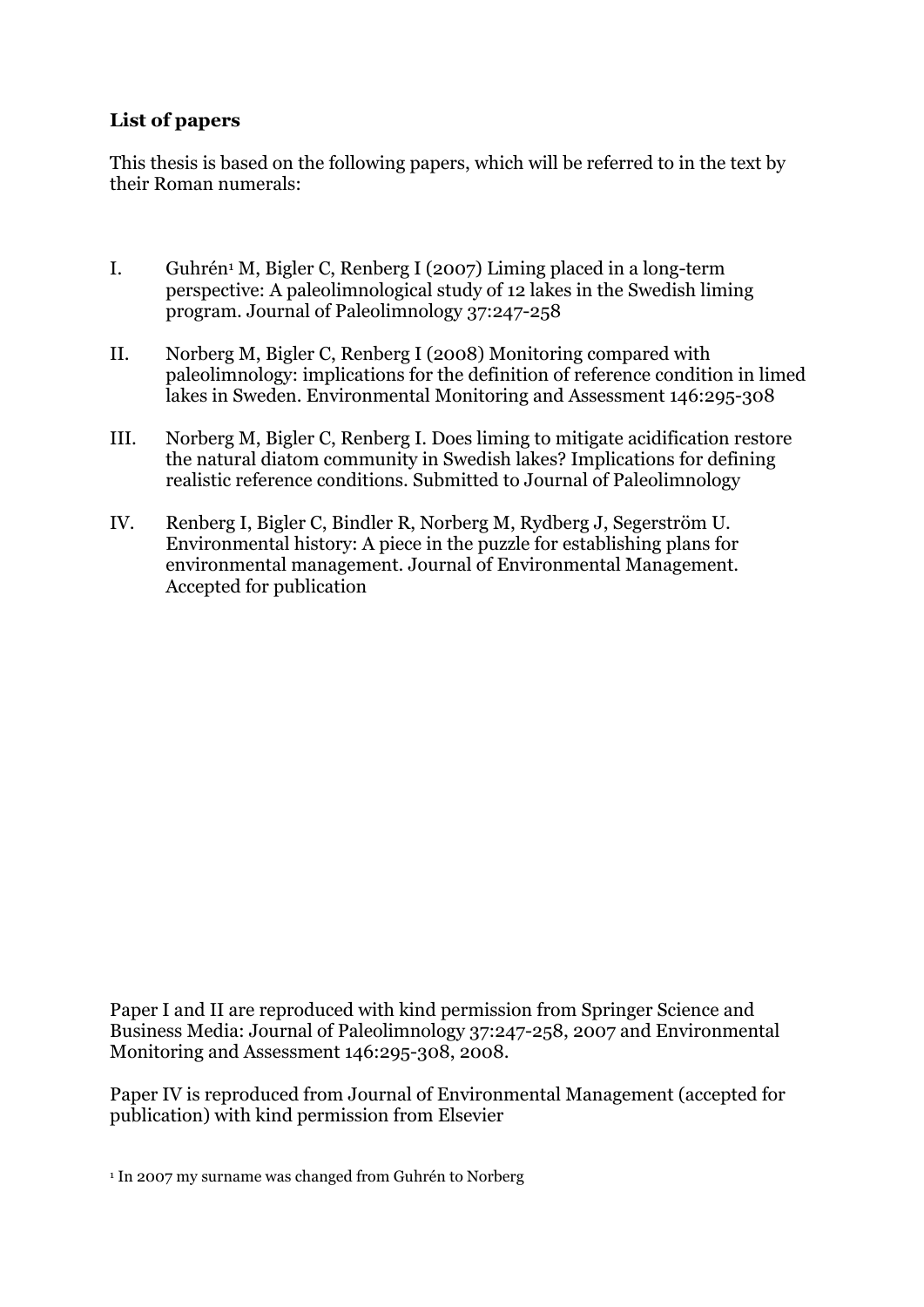**List of papers**

This thesis is based on the following papers, which will be referred to in the text by their Roman numerals:

I. Guhrén[1] M, Bigler C, Renberg I (2007) Liming placed in a long-term perspective: A paleolimnological study of 12 lakes in the Swedish liming program. Journal of Paleolimnology 37:247-258

II. Norberg M, Bigler C, Renberg I (2008) Monitoring compared with paleolimnology: implications for the definition of reference condition in limed lakes in Sweden. Environmental Monitoring and Assessment 146:295-308

III. Norberg M, Bigler C, Renberg I. Does liming to mitigate acidification restore the natural diatom community in Swedish lakes? Implications for defining realistic reference conditions. Submitted to Journal of Paleolimnology

IV. Renberg I, Bigler C, Bindler R, Norberg M, Rydberg J, Segerström U. Environmental history: A piece in the puzzle for establishing plans for environmental management. Journal of Environmental Management. Accepted for publication

Paper I and II are reproduced with kind permission from Springer Science and Business Media: Journal of Paleolimnology 37:247-258, 2007 and Environmental Monitoring and Assessment 146:295-308, 2008.

Paper IV is reproduced from Journal of Environmental Management (accepted for publication) with kind permission from Elsevier

[1] In 2007 my surname was changed from Guhrén to Norberg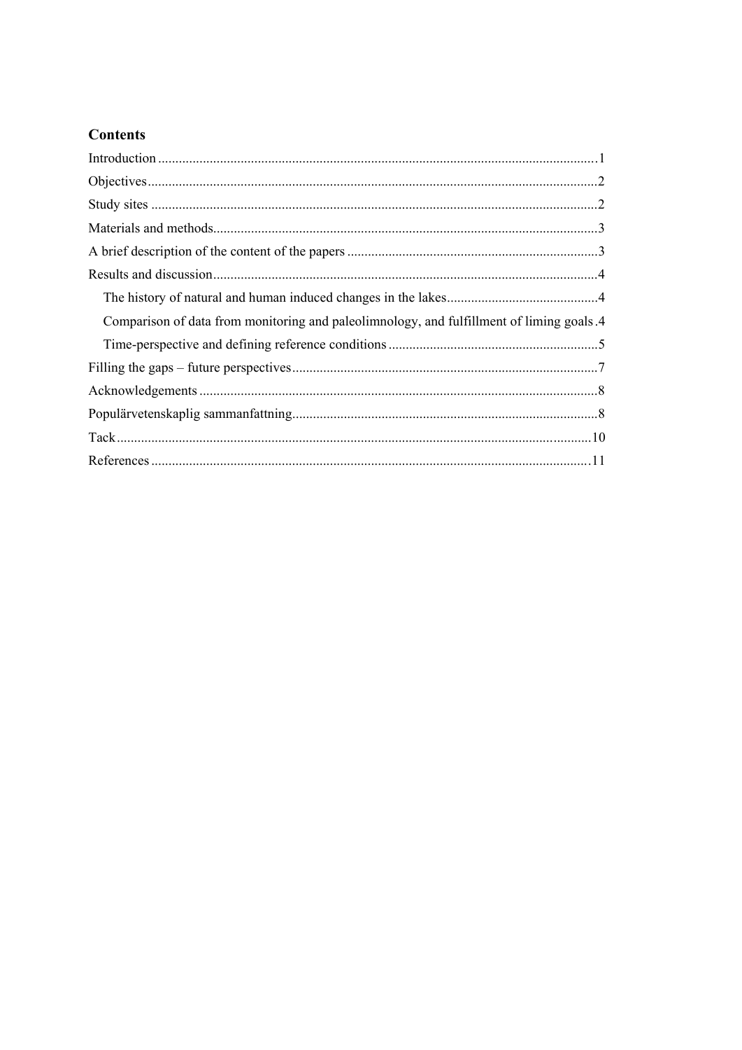## Contents

Introduction ... 1

Objectives ... 2

Study sites ... 2

Materials and methods ... 3

A brief description of the content of the papers ... 3

Results and discussion ... 4

- The history of natural and human induced changes in the lakes ... 4
- Comparison of data from monitoring and paleolimnology, and fulfillment of liming goals ... 4
- Time-perspective and defining reference conditions ... 5

Filling the gaps – future perspectives ... 7

Acknowledgements ... 8

Populärvetenskaplig sammanfattning ... 8

Tack ... 10

References ... 11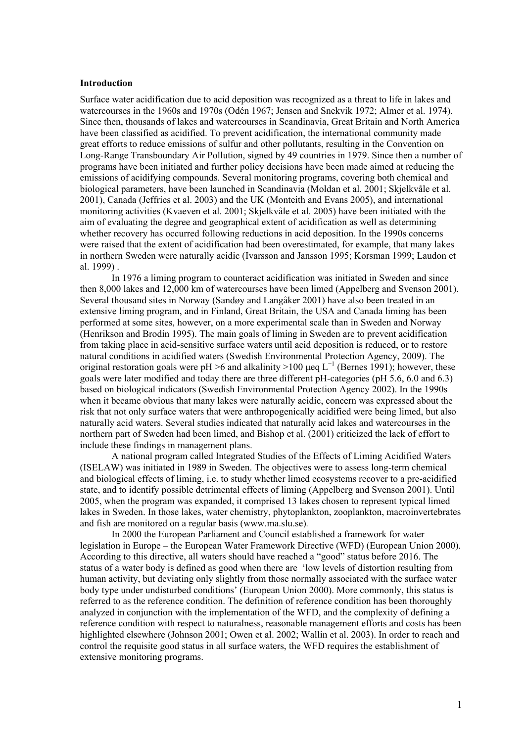### Introduction

Surface water acidification due to acid deposition was recognized as a threat to life in lakes and watercourses in the 1960s and 1970s (Odén 1967; Jensen and Snekvik 1972; Almer et al. 1974). Since then, thousands of lakes and watercourses in Scandinavia, Great Britain and North America have been classified as acidified. To prevent acidification, the international community made great efforts to reduce emissions of sulfur and other pollutants, resulting in the Convention on Long-Range Transboundary Air Pollution, signed by 49 countries in 1979. Since then a number of programs have been initiated and further policy decisions have been made aimed at reducing the emissions of acidifying compounds. Several monitoring programs, covering both chemical and biological parameters, have been launched in Scandinavia (Moldan et al. 2001; Skjelkvåle et al. 2001), Canada (Jeffries et al. 2003) and the UK (Monteith and Evans 2005), and international monitoring activities (Kvaeven et al. 2001; Skjelkvåle et al. 2005) have been initiated with the aim of evaluating the degree and geographical extent of acidification as well as determining whether recovery has occurred following reductions in acid deposition. In the 1990s concerns were raised that the extent of acidification had been overestimated, for example, that many lakes in northern Sweden were naturally acidic (Ivarsson and Jansson 1995; Korsman 1999; Laudon et al. 1999) .

In 1976 a liming program to counteract acidification was initiated in Sweden and since then 8,000 lakes and 12,000 km of watercourses have been limed (Appelberg and Svenson 2001). Several thousand sites in Norway (Sandøy and Langåker 2001) have also been treated in an extensive liming program, and in Finland, Great Britain, the USA and Canada liming has been performed at some sites, however, on a more experimental scale than in Sweden and Norway (Henrikson and Brodin 1995). The main goals of liming in Sweden are to prevent acidification from taking place in acid-sensitive surface waters until acid deposition is reduced, or to restore natural conditions in acidified waters (Swedish Environmental Protection Agency, 2009). The original restoration goals were pH >6 and alkalinity >100 μeq $L^{-1}$ (Bernes 1991); however, these goals were later modified and today there are three different pH-categories (pH 5.6, 6.0 and 6.3) based on biological indicators (Swedish Environmental Protection Agency 2002). In the 1990s when it became obvious that many lakes were naturally acidic, concern was expressed about the risk that not only surface waters that were anthropogenically acidified were being limed, but also naturally acid waters. Several studies indicated that naturally acid lakes and watercourses in the northern part of Sweden had been limed, and Bishop et al. (2001) criticized the lack of effort to include these findings in management plans.

A national program called Integrated Studies of the Effects of Liming Acidified Waters (ISELAW) was initiated in 1989 in Sweden. The objectives were to assess long-term chemical and biological effects of liming, i.e. to study whether limed ecosystems recover to a pre-acidified state, and to identify possible detrimental effects of liming (Appelberg and Svenson 2001). Until 2005, when the program was expanded, it comprised 13 lakes chosen to represent typical limed lakes in Sweden. In those lakes, water chemistry, phytoplankton, zooplankton, macroinvertebrates and fish are monitored on a regular basis (www.ma.slu.se).

In 2000 the European Parliament and Council established a framework for water legislation in Europe – the European Water Framework Directive (WFD) (European Union 2000). According to this directive, all waters should have reached a "good" status before 2016. The status of a water body is defined as good when there are 'low levels of distortion resulting from human activity, but deviating only slightly from those normally associated with the surface water body type under undisturbed conditions' (European Union 2000). More commonly, this status is referred to as the reference condition. The definition of reference condition has been thoroughly analyzed in conjunction with the implementation of the WFD, and the complexity of defining a reference condition with respect to naturalness, reasonable management efforts and costs has been highlighted elsewhere (Johnson 2001; Owen et al. 2002; Wallin et al. 2003). In order to reach and control the requisite good status in all surface waters, the WFD requires the establishment of extensive monitoring programs.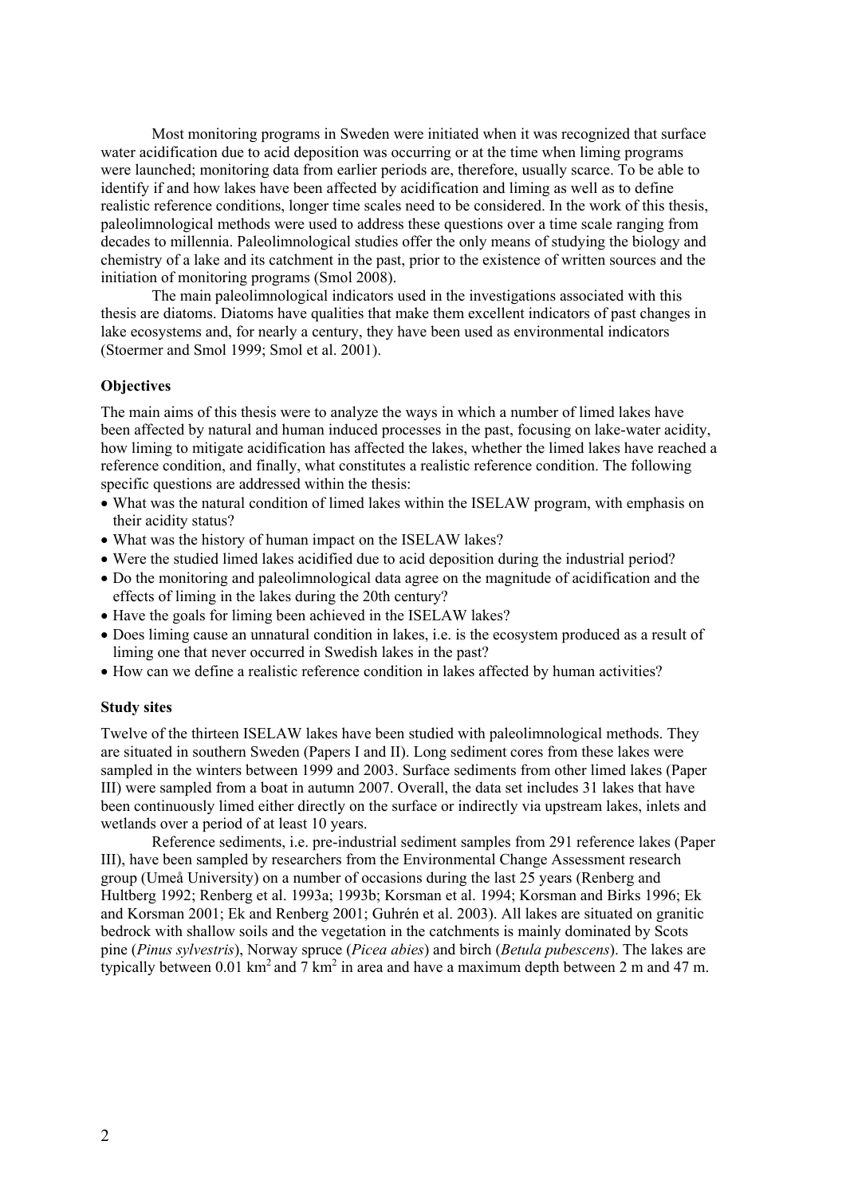Most monitoring programs in Sweden were initiated when it was recognized that surface water acidification due to acid deposition was occurring or at the time when liming programs were launched; monitoring data from earlier periods are, therefore, usually scarce. To be able to identify if and how lakes have been affected by acidification and liming as well as to define realistic reference conditions, longer time scales need to be considered. In the work of this thesis, paleolimnological methods were used to address these questions over a time scale ranging from decades to millennia. Paleolimnological studies offer the only means of studying the biology and chemistry of a lake and its catchment in the past, prior to the existence of written sources and the initiation of monitoring programs (Smol 2008).

The main paleolimnological indicators used in the investigations associated with this thesis are diatoms. Diatoms have qualities that make them excellent indicators of past changes in lake ecosystems and, for nearly a century, they have been used as environmental indicators (Stoermer and Smol 1999; Smol et al. 2001).

## Objectives

The main aims of this thesis were to analyze the ways in which a number of limed lakes have been affected by natural and human induced processes in the past, focusing on lake-water acidity, how liming to mitigate acidification has affected the lakes, whether the limed lakes have reached a reference condition, and finally, what constitutes a realistic reference condition. The following specific questions are addressed within the thesis:

- What was the natural condition of limed lakes within the ISELAW program, with emphasis on their acidity status?
- What was the history of human impact on the ISELAW lakes?
- Were the studied limed lakes acidified due to acid deposition during the industrial period?
- Do the monitoring and paleolimnological data agree on the magnitude of acidification and the effects of liming in the lakes during the 20th century?
- Have the goals for liming been achieved in the ISELAW lakes?
- Does liming cause an unnatural condition in lakes, i.e. is the ecosystem produced as a result of liming one that never occurred in Swedish lakes in the past?
- How can we define a realistic reference condition in lakes affected by human activities?

## Study sites

Twelve of the thirteen ISELAW lakes have been studied with paleolimnological methods. They are situated in southern Sweden (Papers I and II). Long sediment cores from these lakes were sampled in the winters between 1999 and 2003. Surface sediments from other limed lakes (Paper III) were sampled from a boat in autumn 2007. Overall, the data set includes 31 lakes that have been continuously limed either directly on the surface or indirectly via upstream lakes, inlets and wetlands over a period of at least 10 years.

Reference sediments, i.e. pre-industrial sediment samples from 291 reference lakes (Paper III), have been sampled by researchers from the Environmental Change Assessment research group (Umeå University) on a number of occasions during the last 25 years (Renberg and Hultberg 1992; Renberg et al. 1993a; 1993b; Korsman et al. 1994; Korsman and Birks 1996; Ek and Korsman 2001; Ek and Renberg 2001; Guhrén et al. 2003). All lakes are situated on granitic bedrock with shallow soils and the vegetation in the catchments is mainly dominated by Scots pine (*Pinus sylvestris*), Norway spruce (*Picea abies*) and birch (*Betula pubescens*). The lakes are typically between 0.01 $km^2$ and 7 $km^2$ in area and have a maximum depth between 2 m and 47 m.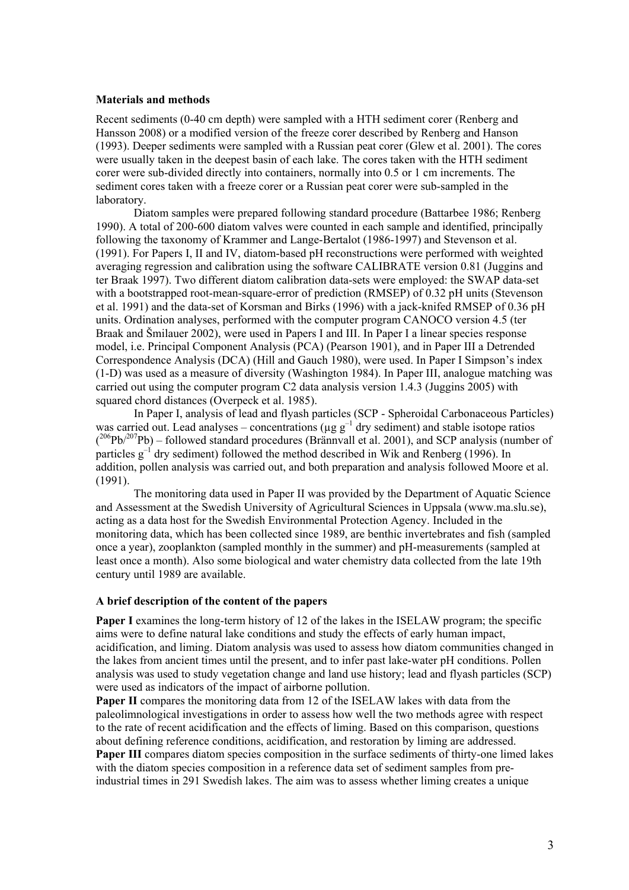### Materials and methods

Recent sediments (0-40 cm depth) were sampled with a HTH sediment corer (Renberg and Hansson 2008) or a modified version of the freeze corer described by Renberg and Hanson (1993). Deeper sediments were sampled with a Russian peat corer (Glew et al. 2001). The cores were usually taken in the deepest basin of each lake. The cores taken with the HTH sediment corer were sub-divided directly into containers, normally into 0.5 or 1 cm increments. The sediment cores taken with a freeze corer or a Russian peat corer were sub-sampled in the laboratory.

Diatom samples were prepared following standard procedure (Battarbee 1986; Renberg 1990). A total of 200-600 diatom valves were counted in each sample and identified, principally following the taxonomy of Krammer and Lange-Bertalot (1986-1997) and Stevenson et al. (1991). For Papers I, II and IV, diatom-based pH reconstructions were performed with weighted averaging regression and calibration using the software CALIBRATE version 0.81 (Juggins and ter Braak 1997). Two different diatom calibration data-sets were employed: the SWAP data-set with a bootstrapped root-mean-square-error of prediction (RMSEP) of 0.32 pH units (Stevenson et al. 1991) and the data-set of Korsman and Birks (1996) with a jack-knifed RMSEP of 0.36 pH units. Ordination analyses, performed with the computer program CANOCO version 4.5 (ter Braak and Šmilauer 2002), were used in Papers I and III. In Paper I a linear species response model, i.e. Principal Component Analysis (PCA) (Pearson 1901), and in Paper III a Detrended Correspondence Analysis (DCA) (Hill and Gauch 1980), were used. In Paper I Simpson's index (1-D) was used as a measure of diversity (Washington 1984). In Paper III, analogue matching was carried out using the computer program C2 data analysis version 1.4.3 (Juggins 2005) with squared chord distances (Overpeck et al. 1985).

In Paper I, analysis of lead and flyash particles (SCP - Spheroidal Carbonaceous Particles) was carried out. Lead analyses – concentrations ($\mu g\ g^{-1}$ dry sediment) and stable isotope ratios ($^{206}Pb/^{207}Pb$) – followed standard procedures (Brännvall et al. 2001), and SCP analysis (number of particles $g^{-1}$ dry sediment) followed the method described in Wik and Renberg (1996). In addition, pollen analysis was carried out, and both preparation and analysis followed Moore et al. (1991).

The monitoring data used in Paper II was provided by the Department of Aquatic Science and Assessment at the Swedish University of Agricultural Sciences in Uppsala (www.ma.slu.se), acting as a data host for the Swedish Environmental Protection Agency. Included in the monitoring data, which has been collected since 1989, are benthic invertebrates and fish (sampled once a year), zooplankton (sampled monthly in the summer) and pH-measurements (sampled at least once a month). Also some biological and water chemistry data collected from the late 19th century until 1989 are available.

### A brief description of the content of the papers

**Paper I** examines the long-term history of 12 of the lakes in the ISELAW program; the specific aims were to define natural lake conditions and study the effects of early human impact, acidification, and liming. Diatom analysis was used to assess how diatom communities changed in the lakes from ancient times until the present, and to infer past lake-water pH conditions. Pollen analysis was used to study vegetation change and land use history; lead and flyash particles (SCP) were used as indicators of the impact of airborne pollution.

**Paper II** compares the monitoring data from 12 of the ISELAW lakes with data from the paleolimnological investigations in order to assess how well the two methods agree with respect to the rate of recent acidification and the effects of liming. Based on this comparison, questions about defining reference conditions, acidification, and restoration by liming are addressed.

**Paper III** compares diatom species composition in the surface sediments of thirty-one limed lakes with the diatom species composition in a reference data set of sediment samples from pre-industrial times in 291 Swedish lakes. The aim was to assess whether liming creates a unique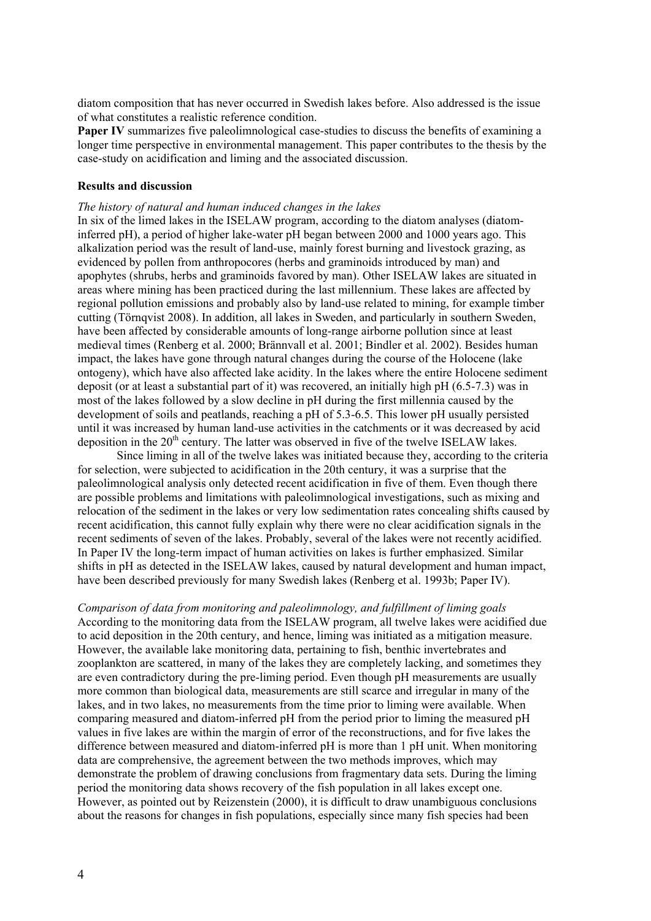diatom composition that has never occurred in Swedish lakes before. Also addressed is the issue of what constitutes a realistic reference condition.

**Paper IV** summarizes five paleolimnological case-studies to discuss the benefits of examining a longer time perspective in environmental management. This paper contributes to the thesis by the case-study on acidification and liming and the associated discussion.

## Results and discussion

### *The history of natural and human induced changes in the lakes*

In six of the limed lakes in the ISELAW program, according to the diatom analyses (diatom-inferred pH), a period of higher lake-water pH began between 2000 and 1000 years ago. This alkalization period was the result of land-use, mainly forest burning and livestock grazing, as evidenced by pollen from anthropocores (herbs and graminoids introduced by man) and apophytes (shrubs, herbs and graminoids favored by man). Other ISELAW lakes are situated in areas where mining has been practiced during the last millennium. These lakes are affected by regional pollution emissions and probably also by land-use related to mining, for example timber cutting (Törnqvist 2008). In addition, all lakes in Sweden, and particularly in southern Sweden, have been affected by considerable amounts of long-range airborne pollution since at least medieval times (Renberg et al. 2000; Brännvall et al. 2001; Bindler et al. 2002). Besides human impact, the lakes have gone through natural changes during the course of the Holocene (lake ontogeny), which have also affected lake acidity. In the lakes where the entire Holocene sediment deposit (or at least a substantial part of it) was recovered, an initially high pH (6.5-7.3) was in most of the lakes followed by a slow decline in pH during the first millennia caused by the development of soils and peatlands, reaching a pH of 5.3-6.5. This lower pH usually persisted until it was increased by human land-use activities in the catchments or it was decreased by acid deposition in the 20$^{th}$ century. The latter was observed in five of the twelve ISELAW lakes.

Since liming in all of the twelve lakes was initiated because they, according to the criteria for selection, were subjected to acidification in the 20th century, it was a surprise that the paleolimnological analysis only detected recent acidification in five of them. Even though there are possible problems and limitations with paleolimnological investigations, such as mixing and relocation of the sediment in the lakes or very low sedimentation rates concealing shifts caused by recent acidification, this cannot fully explain why there were no clear acidification signals in the recent sediments of seven of the lakes. Probably, several of the lakes were not recently acidified. In Paper IV the long-term impact of human activities on lakes is further emphasized. Similar shifts in pH as detected in the ISELAW lakes, caused by natural development and human impact, have been described previously for many Swedish lakes (Renberg et al. 1993b; Paper IV).

### *Comparison of data from monitoring and paleolimnology, and fulfillment of liming goals*

According to the monitoring data from the ISELAW program, all twelve lakes were acidified due to acid deposition in the 20th century, and hence, liming was initiated as a mitigation measure. However, the available lake monitoring data, pertaining to fish, benthic invertebrates and zooplankton are scattered, in many of the lakes they are completely lacking, and sometimes they are even contradictory during the pre-liming period. Even though pH measurements are usually more common than biological data, measurements are still scarce and irregular in many of the lakes, and in two lakes, no measurements from the time prior to liming were available. When comparing measured and diatom-inferred pH from the period prior to liming the measured pH values in five lakes are within the margin of error of the reconstructions, and for five lakes the difference between measured and diatom-inferred pH is more than 1 pH unit. When monitoring data are comprehensive, the agreement between the two methods improves, which may demonstrate the problem of drawing conclusions from fragmentary data sets. During the liming period the monitoring data shows recovery of the fish population in all lakes except one. However, as pointed out by Reizenstein (2000), it is difficult to draw unambiguous conclusions about the reasons for changes in fish populations, especially since many fish species had been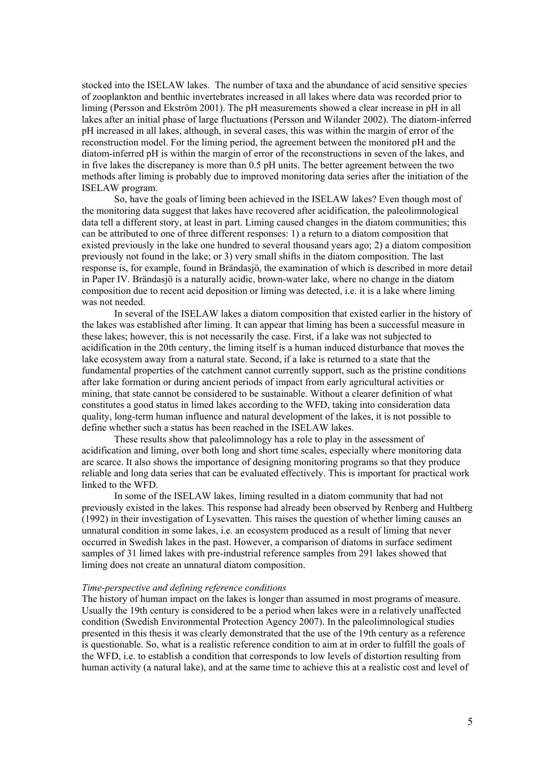stocked into the ISELAW lakes. The number of taxa and the abundance of acid sensitive species of zooplankton and benthic invertebrates increased in all lakes where data was recorded prior to liming (Persson and Ekström 2001). The pH measurements showed a clear increase in pH in all lakes after an initial phase of large fluctuations (Persson and Wilander 2002). The diatom-inferred pH increased in all lakes, although, in several cases, this was within the margin of error of the reconstruction model. For the liming period, the agreement between the monitored pH and the diatom-inferred pH is within the margin of error of the reconstructions in seven of the lakes, and in five lakes the discrepancy is more than 0.5 pH units. The better agreement between the two methods after liming is probably due to improved monitoring data series after the initiation of the ISELAW program.

So, have the goals of liming been achieved in the ISELAW lakes? Even though most of the monitoring data suggest that lakes have recovered after acidification, the paleolimnological data tell a different story, at least in part. Liming caused changes in the diatom communities; this can be attributed to one of three different responses: 1) a return to a diatom composition that existed previously in the lake one hundred to several thousand years ago; 2) a diatom composition previously not found in the lake; or 3) very small shifts in the diatom composition. The last response is, for example, found in Brändasjö, the examination of which is described in more detail in Paper IV. Brändasjö is a naturally acidic, brown-water lake, where no change in the diatom composition due to recent acid deposition or liming was detected, i.e. it is a lake where liming was not needed.

In several of the ISELAW lakes a diatom composition that existed earlier in the history of the lakes was established after liming. It can appear that liming has been a successful measure in these lakes; however, this is not necessarily the case. First, if a lake was not subjected to acidification in the 20th century, the liming itself is a human induced disturbance that moves the lake ecosystem away from a natural state. Second, if a lake is returned to a state that the fundamental properties of the catchment cannot currently support, such as the pristine conditions after lake formation or during ancient periods of impact from early agricultural activities or mining, that state cannot be considered to be sustainable. Without a clearer definition of what constitutes a good status in limed lakes according to the WFD, taking into consideration data quality, long-term human influence and natural development of the lakes, it is not possible to define whether such a status has been reached in the ISELAW lakes.

These results show that paleolimnology has a role to play in the assessment of acidification and liming, over both long and short time scales, especially where monitoring data are scarce. It also shows the importance of designing monitoring programs so that they produce reliable and long data series that can be evaluated effectively. This is important for practical work linked to the WFD.

In some of the ISELAW lakes, liming resulted in a diatom community that had not previously existed in the lakes. This response had already been observed by Renberg and Hultberg (1992) in their investigation of Lysevatten. This raises the question of whether liming causes an unnatural condition in some lakes, i.e. an ecosystem produced as a result of liming that never occurred in Swedish lakes in the past. However, a comparison of diatoms in surface sediment samples of 31 limed lakes with pre-industrial reference samples from 291 lakes showed that liming does not create an unnatural diatom composition.

*Time-perspective and defining reference conditions*

The history of human impact on the lakes is longer than assumed in most programs of measure. Usually the 19th century is considered to be a period when lakes were in a relatively unaffected condition (Swedish Environmental Protection Agency 2007). In the paleolimnological studies presented in this thesis it was clearly demonstrated that the use of the 19th century as a reference is questionable. So, what is a realistic reference condition to aim at in order to fulfill the goals of the WFD, i.e. to establish a condition that corresponds to low levels of distortion resulting from human activity (a natural lake), and at the same time to achieve this at a realistic cost and level of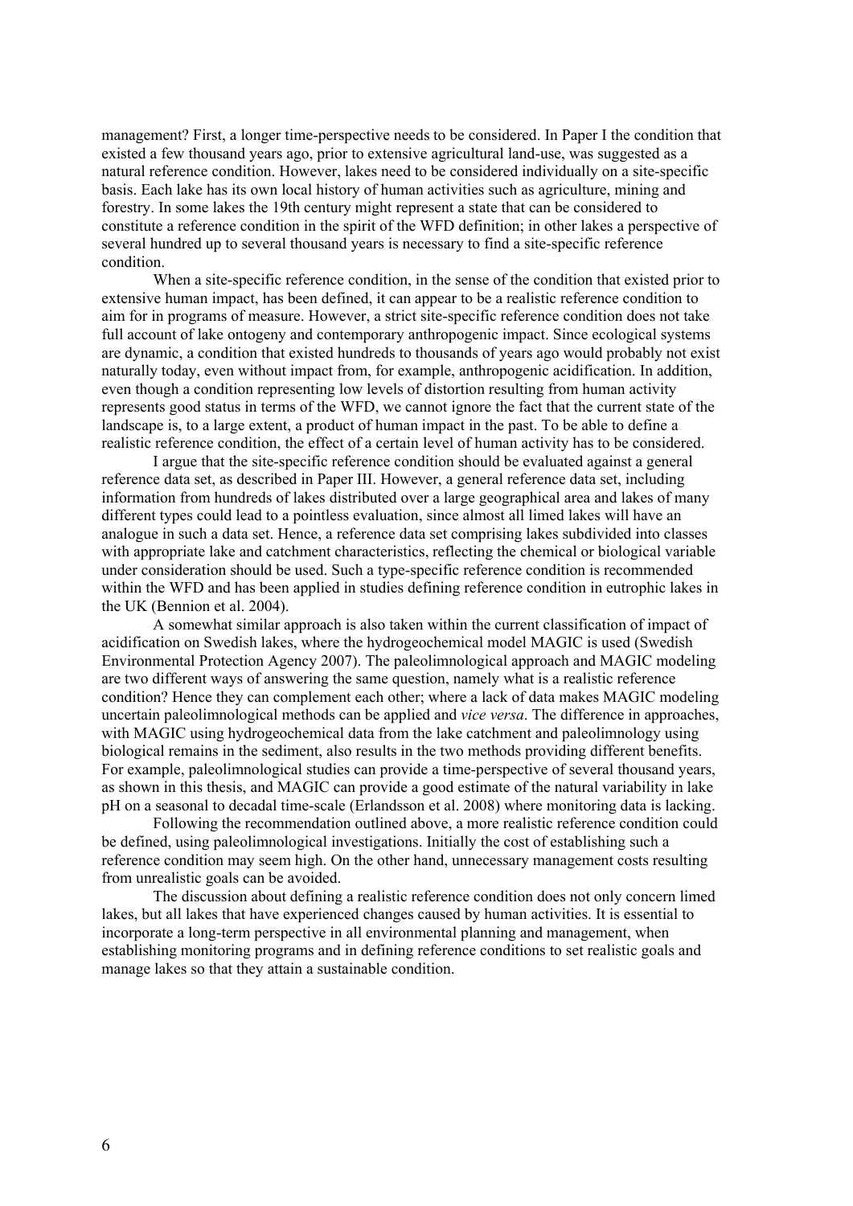management? First, a longer time-perspective needs to be considered. In Paper I the condition that existed a few thousand years ago, prior to extensive agricultural land-use, was suggested as a natural reference condition. However, lakes need to be considered individually on a site-specific basis. Each lake has its own local history of human activities such as agriculture, mining and forestry. In some lakes the 19th century might represent a state that can be considered to constitute a reference condition in the spirit of the WFD definition; in other lakes a perspective of several hundred up to several thousand years is necessary to find a site-specific reference condition.

When a site-specific reference condition, in the sense of the condition that existed prior to extensive human impact, has been defined, it can appear to be a realistic reference condition to aim for in programs of measure. However, a strict site-specific reference condition does not take full account of lake ontogeny and contemporary anthropogenic impact. Since ecological systems are dynamic, a condition that existed hundreds to thousands of years ago would probably not exist naturally today, even without impact from, for example, anthropogenic acidification. In addition, even though a condition representing low levels of distortion resulting from human activity represents good status in terms of the WFD, we cannot ignore the fact that the current state of the landscape is, to a large extent, a product of human impact in the past. To be able to define a realistic reference condition, the effect of a certain level of human activity has to be considered.

I argue that the site-specific reference condition should be evaluated against a general reference data set, as described in Paper III. However, a general reference data set, including information from hundreds of lakes distributed over a large geographical area and lakes of many different types could lead to a pointless evaluation, since almost all limed lakes will have an analogue in such a data set. Hence, a reference data set comprising lakes subdivided into classes with appropriate lake and catchment characteristics, reflecting the chemical or biological variable under consideration should be used. Such a type-specific reference condition is recommended within the WFD and has been applied in studies defining reference condition in eutrophic lakes in the UK (Bennion et al. 2004).

A somewhat similar approach is also taken within the current classification of impact of acidification on Swedish lakes, where the hydrogeochemical model MAGIC is used (Swedish Environmental Protection Agency 2007). The paleolimnological approach and MAGIC modeling are two different ways of answering the same question, namely what is a realistic reference condition? Hence they can complement each other; where a lack of data makes MAGIC modeling uncertain paleolimnological methods can be applied and *vice versa*. The difference in approaches, with MAGIC using hydrogeochemical data from the lake catchment and paleolimnology using biological remains in the sediment, also results in the two methods providing different benefits. For example, paleolimnological studies can provide a time-perspective of several thousand years, as shown in this thesis, and MAGIC can provide a good estimate of the natural variability in lake pH on a seasonal to decadal time-scale (Erlandsson et al. 2008) where monitoring data is lacking.

Following the recommendation outlined above, a more realistic reference condition could be defined, using paleolimnological investigations. Initially the cost of establishing such a reference condition may seem high. On the other hand, unnecessary management costs resulting from unrealistic goals can be avoided.

The discussion about defining a realistic reference condition does not only concern limed lakes, but all lakes that have experienced changes caused by human activities. It is essential to incorporate a long-term perspective in all environmental planning and management, when establishing monitoring programs and in defining reference conditions to set realistic goals and manage lakes so that they attain a sustainable condition.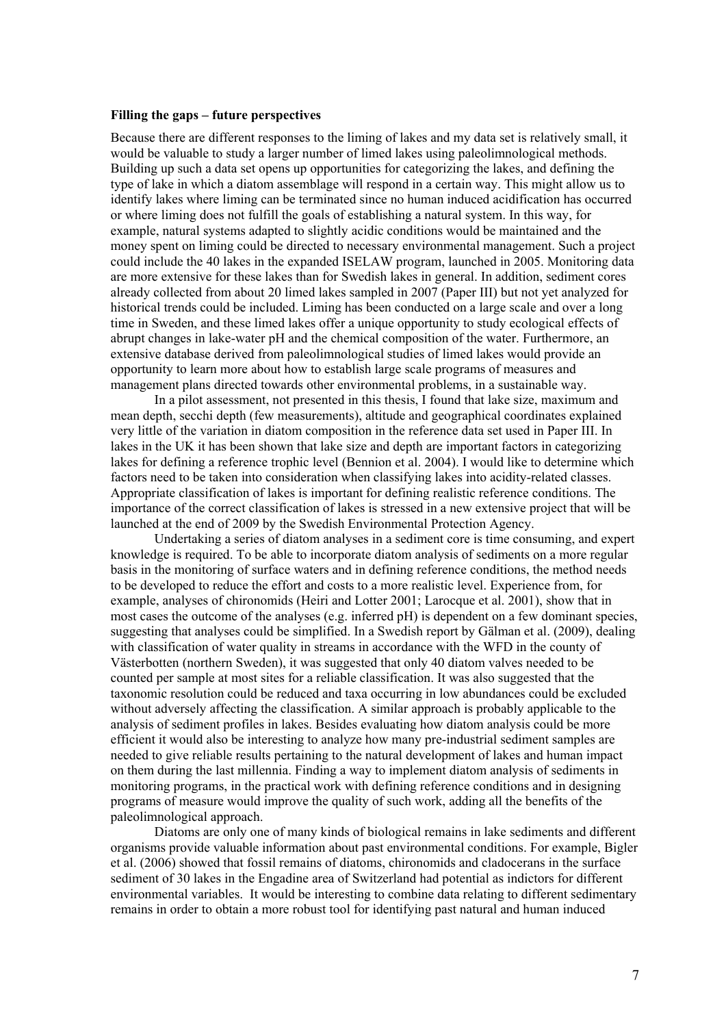**Filling the gaps – future perspectives**

Because there are different responses to the liming of lakes and my data set is relatively small, it would be valuable to study a larger number of limed lakes using paleolimnological methods. Building up such a data set opens up opportunities for categorizing the lakes, and defining the type of lake in which a diatom assemblage will respond in a certain way. This might allow us to identify lakes where liming can be terminated since no human induced acidification has occurred or where liming does not fulfill the goals of establishing a natural system. In this way, for example, natural systems adapted to slightly acidic conditions would be maintained and the money spent on liming could be directed to necessary environmental management. Such a project could include the 40 lakes in the expanded ISELAW program, launched in 2005. Monitoring data are more extensive for these lakes than for Swedish lakes in general. In addition, sediment cores already collected from about 20 limed lakes sampled in 2007 (Paper III) but not yet analyzed for historical trends could be included. Liming has been conducted on a large scale and over a long time in Sweden, and these limed lakes offer a unique opportunity to study ecological effects of abrupt changes in lake-water pH and the chemical composition of the water. Furthermore, an extensive database derived from paleolimnological studies of limed lakes would provide an opportunity to learn more about how to establish large scale programs of measures and management plans directed towards other environmental problems, in a sustainable way.

In a pilot assessment, not presented in this thesis, I found that lake size, maximum and mean depth, secchi depth (few measurements), altitude and geographical coordinates explained very little of the variation in diatom composition in the reference data set used in Paper III. In lakes in the UK it has been shown that lake size and depth are important factors in categorizing lakes for defining a reference trophic level (Bennion et al. 2004). I would like to determine which factors need to be taken into consideration when classifying lakes into acidity-related classes. Appropriate classification of lakes is important for defining realistic reference conditions. The importance of the correct classification of lakes is stressed in a new extensive project that will be launched at the end of 2009 by the Swedish Environmental Protection Agency.

Undertaking a series of diatom analyses in a sediment core is time consuming, and expert knowledge is required. To be able to incorporate diatom analysis of sediments on a more regular basis in the monitoring of surface waters and in defining reference conditions, the method needs to be developed to reduce the effort and costs to a more realistic level. Experience from, for example, analyses of chironomids (Heiri and Lotter 2001; Larocque et al. 2001), show that in most cases the outcome of the analyses (e.g. inferred pH) is dependent on a few dominant species, suggesting that analyses could be simplified. In a Swedish report by Gälman et al. (2009), dealing with classification of water quality in streams in accordance with the WFD in the county of Västerbotten (northern Sweden), it was suggested that only 40 diatom valves needed to be counted per sample at most sites for a reliable classification. It was also suggested that the taxonomic resolution could be reduced and taxa occurring in low abundances could be excluded without adversely affecting the classification. A similar approach is probably applicable to the analysis of sediment profiles in lakes. Besides evaluating how diatom analysis could be more efficient it would also be interesting to analyze how many pre-industrial sediment samples are needed to give reliable results pertaining to the natural development of lakes and human impact on them during the last millennia. Finding a way to implement diatom analysis of sediments in monitoring programs, in the practical work with defining reference conditions and in designing programs of measure would improve the quality of such work, adding all the benefits of the paleolimnological approach.

Diatoms are only one of many kinds of biological remains in lake sediments and different organisms provide valuable information about past environmental conditions. For example, Bigler et al. (2006) showed that fossil remains of diatoms, chironomids and cladocerans in the surface sediment of 30 lakes in the Engadine area of Switzerland had potential as indictors for different environmental variables. It would be interesting to combine data relating to different sedimentary remains in order to obtain a more robust tool for identifying past natural and human induced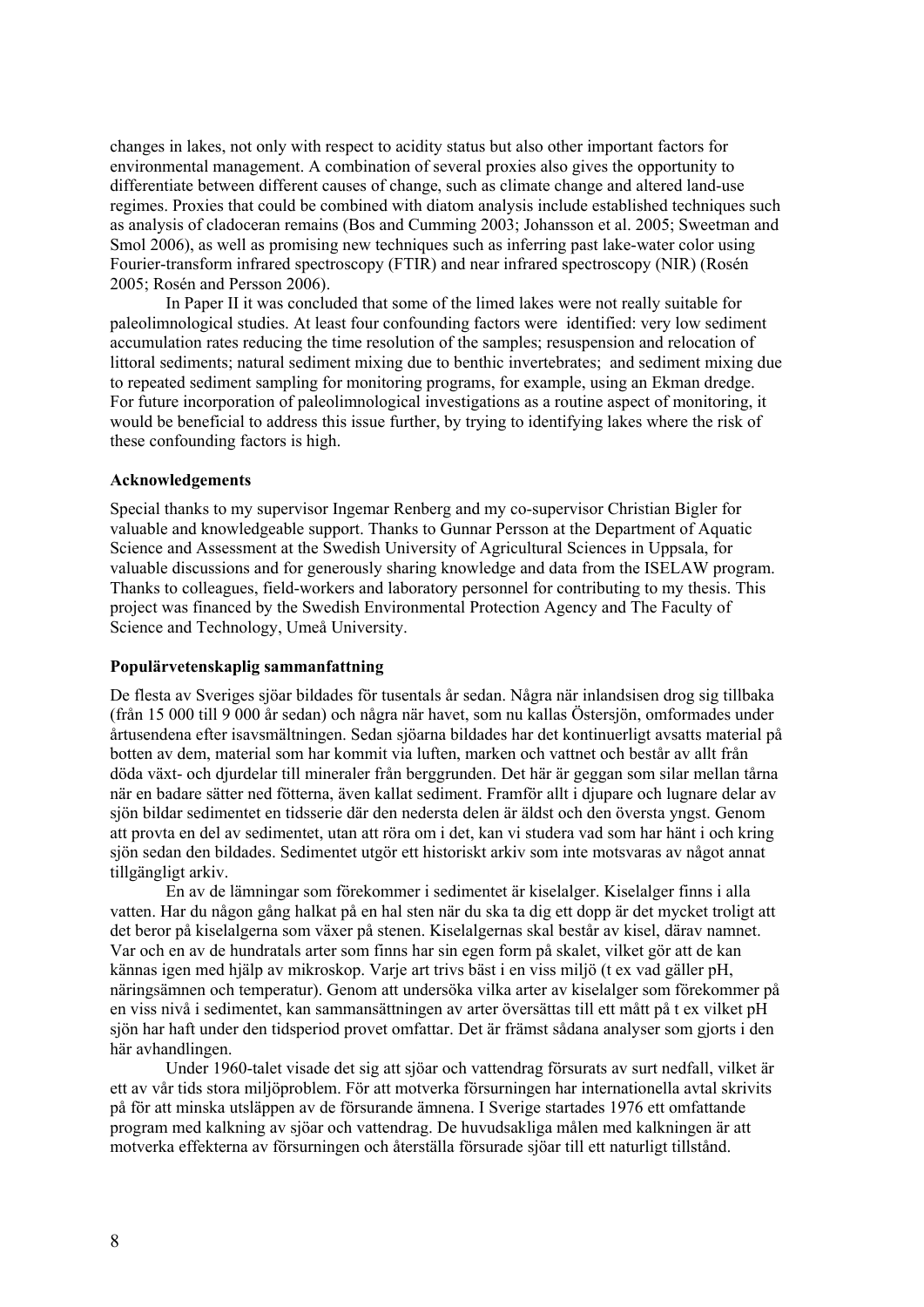changes in lakes, not only with respect to acidity status but also other important factors for environmental management. A combination of several proxies also gives the opportunity to differentiate between different causes of change, such as climate change and altered land-use regimes. Proxies that could be combined with diatom analysis include established techniques such as analysis of cladoceran remains (Bos and Cumming 2003; Johansson et al. 2005; Sweetman and Smol 2006), as well as promising new techniques such as inferring past lake-water color using Fourier-transform infrared spectroscopy (FTIR) and near infrared spectroscopy (NIR) (Rosén 2005; Rosén and Persson 2006).

In Paper II it was concluded that some of the limed lakes were not really suitable for paleolimnological studies. At least four confounding factors were identified: very low sediment accumulation rates reducing the time resolution of the samples; resuspension and relocation of littoral sediments; natural sediment mixing due to benthic invertebrates; and sediment mixing due to repeated sediment sampling for monitoring programs, for example, using an Ekman dredge. For future incorporation of paleolimnological investigations as a routine aspect of monitoring, it would be beneficial to address this issue further, by trying to identifying lakes where the risk of these confounding factors is high.

**Acknowledgements**

Special thanks to my supervisor Ingemar Renberg and my co-supervisor Christian Bigler for valuable and knowledgeable support. Thanks to Gunnar Persson at the Department of Aquatic Science and Assessment at the Swedish University of Agricultural Sciences in Uppsala, for valuable discussions and for generously sharing knowledge and data from the ISELAW program. Thanks to colleagues, field-workers and laboratory personnel for contributing to my thesis. This project was financed by the Swedish Environmental Protection Agency and The Faculty of Science and Technology, Umeå University.

**Populärvetenskaplig sammanfattning**

De flesta av Sveriges sjöar bildades för tusentals år sedan. Några när inlandsisen drog sig tillbaka (från 15 000 till 9 000 år sedan) och några när havet, som nu kallas Östersjön, omformades under årtusendena efter isavsmältningen. Sedan sjöarna bildades har det kontinuerligt avsatts material på botten av dem, material som har kommit via luften, marken och vattnet och består av allt från döda växt- och djurdelar till mineraler från berggrunden. Det här är geggan som silar mellan tårna när en badare sätter ned fötterna, även kallat sediment. Framför allt i djupare och lugnare delar av sjön bildar sedimentet en tidsserie där den nedersta delen är äldst och den översta yngst. Genom att provta en del av sedimentet, utan att röra om i det, kan vi studera vad som har hänt i och kring sjön sedan den bildades. Sedimentet utgör ett historiskt arkiv som inte motsvaras av något annat tillgängligt arkiv.

En av de lämningar som förekommer i sedimentet är kiselalger. Kiselalger finns i alla vatten. Har du någon gång halkat på en hal sten när du ska ta dig ett dopp är det mycket troligt att det beror på kiselalgerna som växer på stenen. Kiselalgernas skal består av kisel, därav namnet. Var och en av de hundratals arter som finns har sin egen form på skalet, vilket gör att de kan kännas igen med hjälp av mikroskop. Varje art trivs bäst i en viss miljö (t ex vad gäller pH, näringsämnen och temperatur). Genom att undersöka vilka arter av kiselalger som förekommer på en viss nivå i sedimentet, kan sammansättningen av arter översättas till ett mått på t ex vilket pH sjön har haft under den tidsperiod provet omfattar. Det är främst sådana analyser som gjorts i den här avhandlingen.

Under 1960-talet visade det sig att sjöar och vattendrag försurats av surt nedfall, vilket är ett av vår tids stora miljöproblem. För att motverka försurningen har internationella avtal skrivits på för att minska utsläppen av de försurande ämnena. I Sverige startades 1976 ett omfattande program med kalkning av sjöar och vattendrag. De huvudsakliga målen med kalkningen är att motverka effekterna av försurningen och återställa försurade sjöar till ett naturligt tillstånd.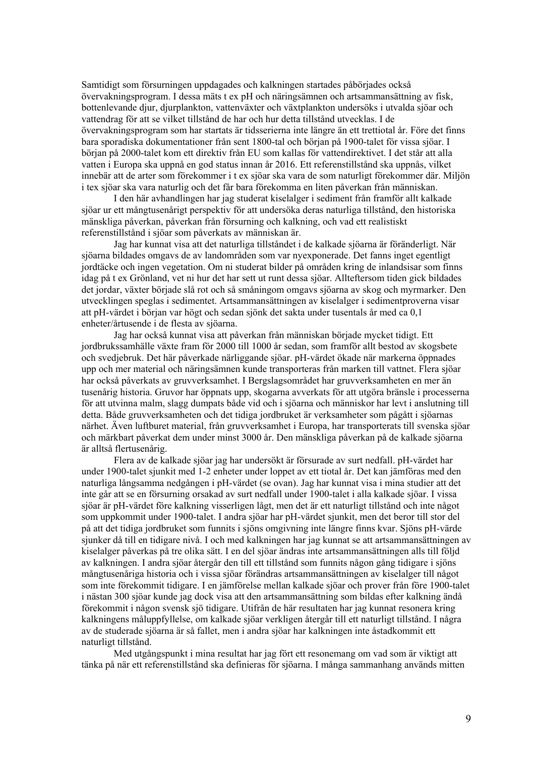Samtidigt som försurningen uppdagades och kalkningen startades påbörjades också övervakningsprogram. I dessa mäts t ex pH och näringsämnen och artsammansättning av fisk, bottenlevande djur, djurplankton, vattenväxter och växtplankton undersöks i utvalda sjöar och vattendrag för att se vilket tillstånd de har och hur detta tillstånd utvecklas. I de övervakningsprogram som har startats är tidsserierna inte längre än ett trettiotal år. Före det finns bara sporadiska dokumentationer från sent 1800-tal och början på 1900-talet för vissa sjöar. I början på 2000-talet kom ett direktiv från EU som kallas för vattendirektivet. I det står att alla vatten i Europa ska uppnå en god status innan år 2016. Ett referenstillstånd ska uppnås, vilket innebär att de arter som förekommer i t ex sjöar ska vara de som naturligt förekommer där. Miljön i tex sjöar ska vara naturlig och det får bara förekomma en liten påverkan från människan.

I den här avhandlingen har jag studerat kiselalger i sediment från framför allt kalkade sjöar ur ett mångtusenårigt perspektiv för att undersöka deras naturliga tillstånd, den historiska mänskliga påverkan, påverkan från försurning och kalkning, och vad ett realistiskt referenstillstånd i sjöar som påverkats av människan är.

Jag har kunnat visa att det naturliga tillståndet i de kalkade sjöarna är föränderligt. När sjöarna bildades omgavs de av landområden som var nyexponerade. Det fanns inget egentligt jordtäcke och ingen vegetation. Om ni studerat bilder på områden kring de inlandsisar som finns idag på t ex Grönland, vet ni hur det har sett ut runt dessa sjöar. Allteftersom tiden gick bildades det jordar, växter började slå rot och så småningom omgavs sjöarna av skog och myrmarker. Den utvecklingen speglas i sedimentet. Artsammansättningen av kiselalger i sedimentproverna visar att pH-värdet i början var högt och sedan sjönk det sakta under tusentals år med ca 0,1 enheter/årtusende i de flesta av sjöarna.

Jag har också kunnat visa att påverkan från människan började mycket tidigt. Ett jordbrukssamhälle växte fram för 2000 till 1000 år sedan, som framför allt bestod av skogsbete och svedjebruk. Det här påverkade närliggande sjöar. pH-värdet ökade när markerna öppnades upp och mer material och näringsämnen kunde transporteras från marken till vattnet. Flera sjöar har också påverkats av gruvverksamhet. I Bergslagsområdet har gruvverksamheten en mer än tusenårig historia. Gruvor har öppnats upp, skogarna avverkats för att utgöra bränsle i processerna för att utvinna malm, slagg dumpats både vid och i sjöarna och människor har levt i anslutning till detta. Både gruvverksamheten och det tidiga jordbruket är verksamheter som pågått i sjöarnas närhet. Även luftburet material, från gruvverksamhet i Europa, har transporterats till svenska sjöar och märkbart påverkat dem under minst 3000 år. Den mänskliga påverkan på de kalkade sjöarna är alltså flertusenårig.

Flera av de kalkade sjöar jag har undersökt är försurade av surt nedfall. pH-värdet har under 1900-talet sjunkit med 1-2 enheter under loppet av ett tiotal år. Det kan jämföras med den naturliga långsamma nedgången i pH-värdet (se ovan). Jag har kunnat visa i mina studier att det inte går att se en försurning orsakad av surt nedfall under 1900-talet i alla kalkade sjöar. I vissa sjöar är pH-värdet före kalkning visserligen lågt, men det är ett naturligt tillstånd och inte något som uppkommit under 1900-talet. I andra sjöar har pH-värdet sjunkit, men det beror till stor del på att det tidiga jordbruket som funnits i sjöns omgivning inte längre finns kvar. Sjöns pH-värde sjunker då till en tidigare nivå. I och med kalkningen har jag kunnat se att artsammansättningen av kiselalger påverkas på tre olika sätt. I en del sjöar ändras inte artsammansättningen alls till följd av kalkningen. I andra sjöar återgår den till ett tillstånd som funnits någon gång tidigare i sjöns mångtusenåriga historia och i vissa sjöar förändras artsammansättningen av kiselalger till något som inte förekommit tidigare. I en jämförelse mellan kalkade sjöar och prover från före 1900-talet i nästan 300 sjöar kunde jag dock visa att den artsammansättning som bildas efter kalkning ändå förekommit i någon svensk sjö tidigare. Utifrån de här resultaten har jag kunnat resonera kring kalkningens måluppfyllelse, om kalkade sjöar verkligen återgår till ett naturligt tillstånd. I några av de studerade sjöarna är så fallet, men i andra sjöar har kalkningen inte åstadkommit ett naturligt tillstånd.

Med utgångspunkt i mina resultat har jag fört ett resonemang om vad som är viktigt att tänka på när ett referenstillstånd ska definieras för sjöarna. I många sammanhang används mitten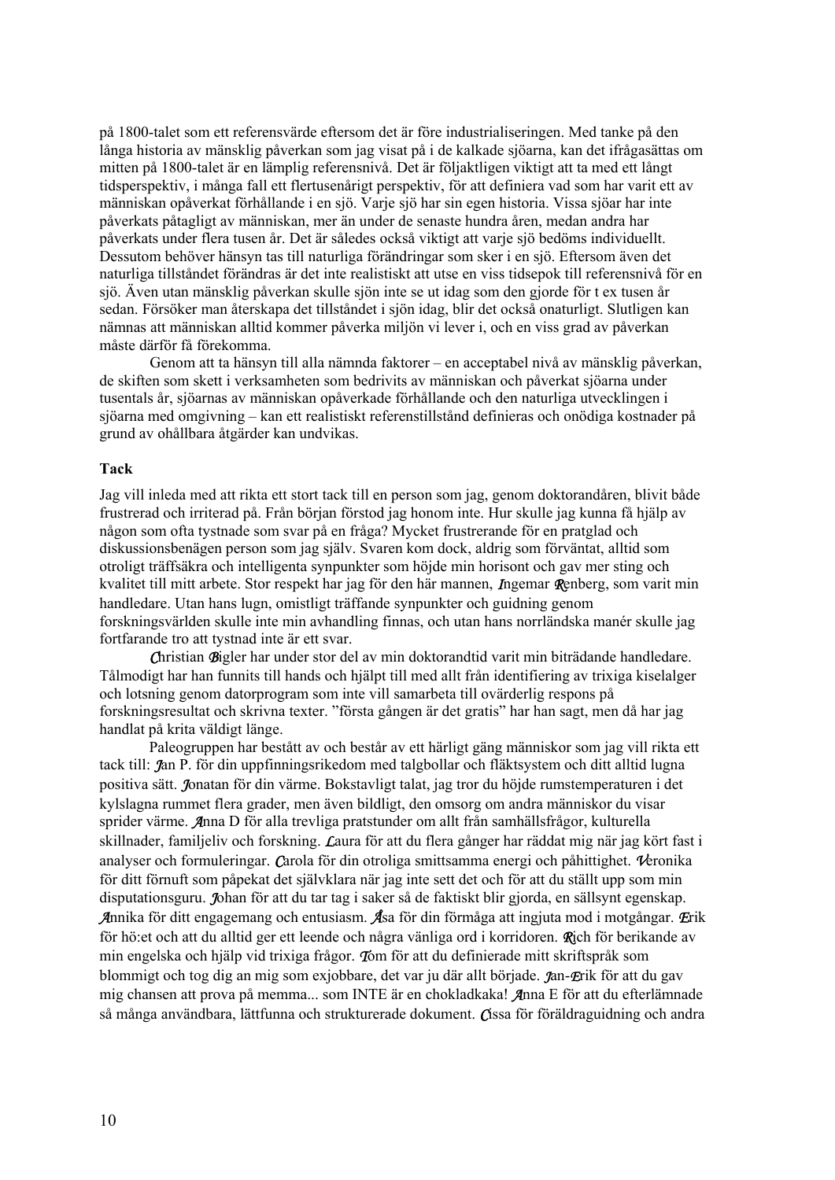på 1800-talet som ett referensvärde eftersom det är före industrialiseringen. Med tanke på den långa historia av mänsklig påverkan som jag visat på i de kalkade sjöarna, kan det ifrågasättas om mitten på 1800-talet är en lämplig referensnivå. Det är följaktligen viktigt att ta med ett långt tidsperspektiv, i många fall ett flertusenårigt perspektiv, för att definiera vad som har varit ett av människan opåverkat förhållande i en sjö. Varje sjö har sin egen historia. Vissa sjöar har inte påverkats påtagligt av människan, mer än under de senaste hundra åren, medan andra har påverkats under flera tusen år. Det är således också viktigt att varje sjö bedöms individuellt. Dessutom behöver hänsyn tas till naturliga förändringar som sker i en sjö. Eftersom även det naturliga tillståndet förändras är det inte realistiskt att utse en viss tidsepok till referensnivå för en sjö. Även utan mänsklig påverkan skulle sjön inte se ut idag som den gjorde för t ex tusen år sedan. Försöker man återskapa det tillståndet i sjön idag, blir det också onaturligt. Slutligen kan nämnas att människan alltid kommer påverka miljön vi lever i, och en viss grad av påverkan måste därför få förekomma.

Genom att ta hänsyn till alla nämnda faktorer – en acceptabel nivå av mänsklig påverkan, de skiften som skett i verksamheten som bedrivits av människan och påverkat sjöarna under tusentals år, sjöarnas av människan opåverkade förhållande och den naturliga utvecklingen i sjöarna med omgivning – kan ett realistiskt referenstillstånd definieras och onödiga kostnader på grund av ohållbara åtgärder kan undvikas.

**Tack**

Jag vill inleda med att rikta ett stort tack till en person som jag, genom doktorandåren, blivit både frustrerad och irriterad på. Från början förstod jag honom inte. Hur skulle jag kunna få hjälp av någon som ofta tystnade som svar på en fråga? Mycket frustrerande för en pratglad och diskussionsbenägen person som jag själv. Svaren kom dock, aldrig som förväntat, alltid som otroligt träffsäkra och intelligenta synpunkter som höjde min horisont och gav mer sting och kvalitet till mitt arbete. Stor respekt har jag för den här mannen, Ingemar Renberg, som varit min handledare. Utan hans lugn, omistligt träffande synpunkter och guidning genom forskningsvärlden skulle inte min avhandling finnas, och utan hans norrländska manér skulle jag fortfarande tro att tystnad inte är ett svar.

Christian Bigler har under stor del av min doktorandtid varit min biträdande handledare. Tålmodigt har han funnits till hands och hjälpt till med allt från identifiering av trixiga kiselalger och lotsning genom datorprogram som inte vill samarbeta till ovärderlig respons på forskningsresultat och skrivna texter. "första gången är det gratis" har han sagt, men då har jag handlat på krita väldigt länge.

Paleogruppen har bestått av och består av ett härligt gäng människor som jag vill rikta ett tack till: Jan P. för din uppfinningsrikedom med talgbollar och fläktsystem och ditt alltid lugna positiva sätt. Jonatan för din värme. Bokstavligt talat, jag tror du höjde rumstemperaturen i det kylslagna rummet flera grader, men även bildligt, den omsorg om andra människor du visar sprider värme. Anna D för alla trevliga pratstunder om allt från samhällsfrågor, kulturella skillnader, familjeliv och forskning. Laura för att du flera gånger har räddat mig när jag kört fast i analyser och formuleringar. Carola för din otroliga smittsamma energi och påhittighet. Veronika för ditt förnuft som påpekat det självklara när jag inte sett det och för att du ställt upp som min disputationsguru. Johan för att du tar tag i saker så de faktiskt blir gjorda, en sällsynt egenskap. Annika för ditt engagemang och entusiasm. Åsa för din förmåga att ingjuta mod i motgångar. Erik för hö:et och att du alltid ger ett leende och några vänliga ord i korridoren. Rich för berikande av min engelska och hjälp vid trixiga frågor. Tom för att du definierade mitt skriftspråk som blommigt och tog dig an mig som exjobbare, det var ju där allt började. Jan-Erik för att du gav mig chansen att prova på memma... som INTE är en chokladkaka! Anna E för att du efterlämnade så många användbara, lättfunna och strukturerade dokument. Cissa för föräldraguidning och andra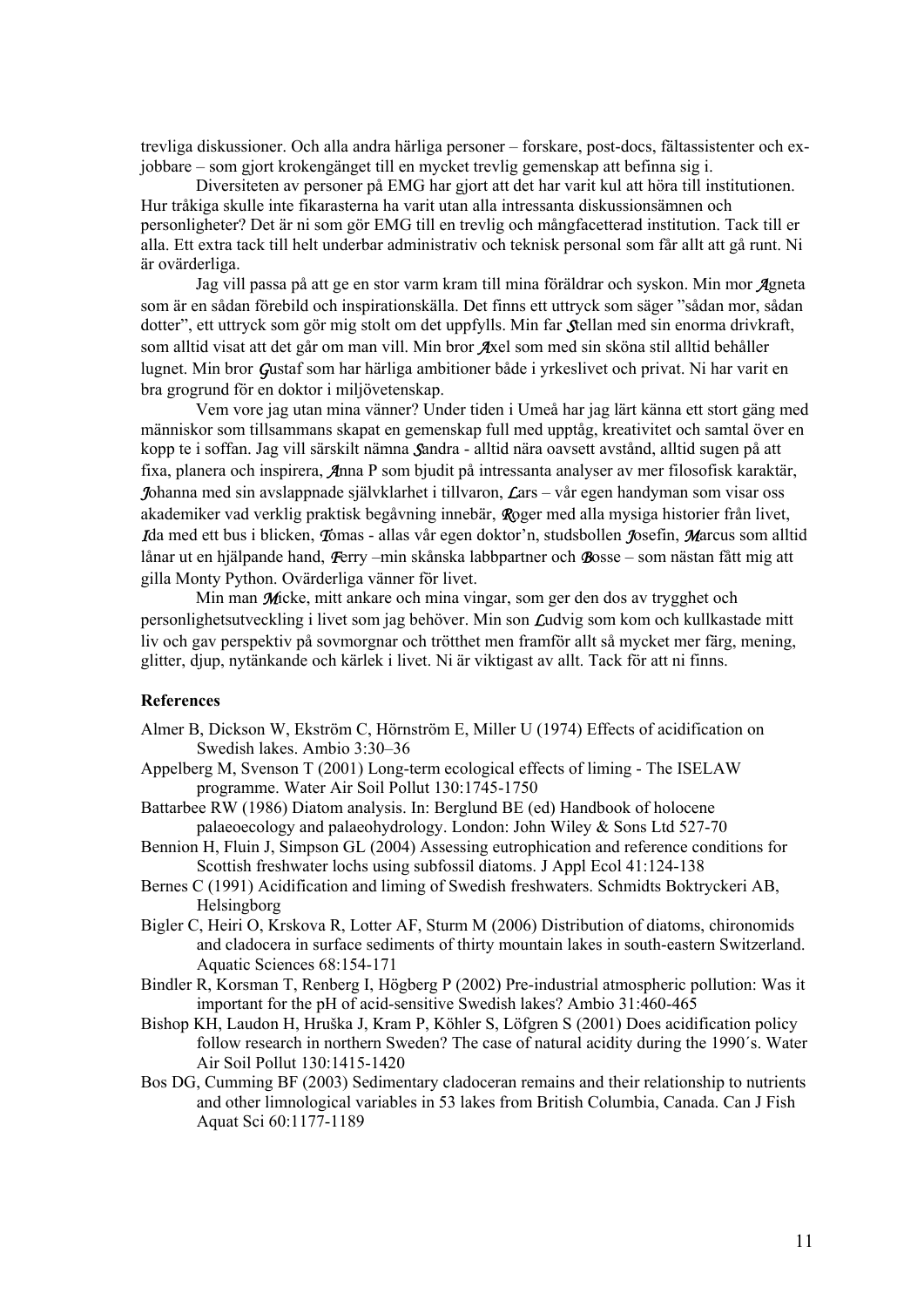trevliga diskussioner. Och alla andra härliga personer – forskare, post-docs, fältassistenter och ex-jobbare – som gjort krokengänget till en mycket trevlig gemenskap att befinna sig i.

Diversiteten av personer på EMG har gjort att det har varit kul att höra till institutionen. Hur tråkiga skulle inte fikarasterna ha varit utan alla intressanta diskussionsämnen och personligheter? Det är ni som gör EMG till en trevlig och mångfacetterad institution. Tack till er alla. Ett extra tack till helt underbar administrativ och teknisk personal som får allt att gå runt. Ni är ovärderliga.

Jag vill passa på att ge en stor varm kram till mina föräldrar och syskon. Min mor Agneta som är en sådan förebild och inspirationskälla. Det finns ett uttryck som säger "sådan mor, sådan dotter", ett uttryck som gör mig stolt om det uppfylls. Min far Stellan med sin enorma drivkraft, som alltid visat att det går om man vill. Min bror Axel som med sin sköna stil alltid behåller lugnet. Min bror Gustaf som har härliga ambitioner både i yrkeslivet och privat. Ni har varit en bra grogrund för en doktor i miljövetenskap.

Vem vore jag utan mina vänner? Under tiden i Umeå har jag lärt känna ett stort gäng med människor som tillsammans skapat en gemenskap full med upptåg, kreativitet och samtal över en kopp te i soffan. Jag vill särskilt nämna Sandra - alltid nära oavsett avstånd, alltid sugen på att fixa, planera och inspirera, Anna P som bjudit på intressanta analyser av mer filosofisk karaktär, Johanna med sin avslappnade självklarhet i tillvaron, Lars – vår egen handyman som visar oss akademiker vad verklig praktisk begåvning innebär, Roger med alla mysiga historier från livet, Ida med ett bus i blicken, Tomas - allas vår egen doktor'n, studsbollen Josefin, Marcus som alltid lånar ut en hjälpande hand, Ferry –min skånska labbpartner och Bosse – som nästan fått mig att gilla Monty Python. Ovärderliga vänner för livet.

Min man Micke, mitt ankare och mina vingar, som ger den dos av trygghet och personlighetsutveckling i livet som jag behöver. Min son Ludvig som kom och kullkastade mitt liv och gav perspektiv på sovmorgnar och trötthet men framför allt så mycket mer färg, mening, glitter, djup, nytänkande och kärlek i livet. Ni är viktigast av allt. Tack för att ni finns.

**References**

Almer B, Dickson W, Ekström C, Hörnström E, Miller U (1974) Effects of acidification on Swedish lakes. Ambio 3:30–36

Appelberg M, Svenson T (2001) Long-term ecological effects of liming - The ISELAW programme. Water Air Soil Pollut 130:1745-1750

Battarbee RW (1986) Diatom analysis. In: Berglund BE (ed) Handbook of holocene palaeoecology and palaeohydrology. London: John Wiley & Sons Ltd 527-70

Bennion H, Fluin J, Simpson GL (2004) Assessing eutrophication and reference conditions for Scottish freshwater lochs using subfossil diatoms. J Appl Ecol 41:124-138

Bernes C (1991) Acidification and liming of Swedish freshwaters. Schmidts Boktryckeri AB, Helsingborg

Bigler C, Heiri O, Krskova R, Lotter AF, Sturm M (2006) Distribution of diatoms, chironomids and cladocera in surface sediments of thirty mountain lakes in south-eastern Switzerland. Aquatic Sciences 68:154-171

Bindler R, Korsman T, Renberg I, Högberg P (2002) Pre-industrial atmospheric pollution: Was it important for the pH of acid-sensitive Swedish lakes? Ambio 31:460-465

Bishop KH, Laudon H, Hruška J, Kram P, Köhler S, Löfgren S (2001) Does acidification policy follow research in northern Sweden? The case of natural acidity during the 1990´s. Water Air Soil Pollut 130:1415-1420

Bos DG, Cumming BF (2003) Sedimentary cladoceran remains and their relationship to nutrients and other limnological variables in 53 lakes from British Columbia, Canada. Can J Fish Aquat Sci 60:1177-1189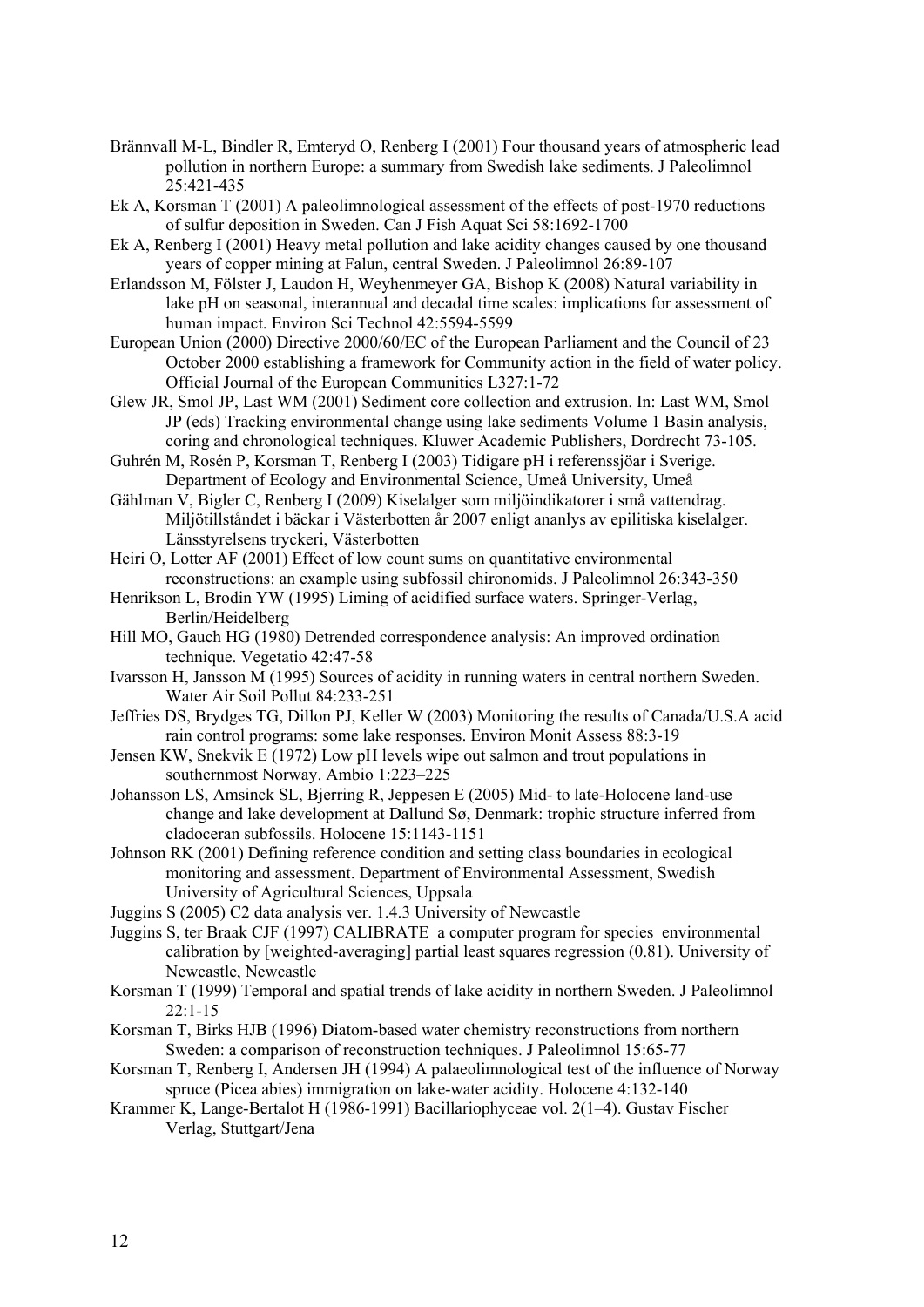Brännvall M-L, Bindler R, Emteryd O, Renberg I (2001) Four thousand years of atmospheric lead pollution in northern Europe: a summary from Swedish lake sediments. J Paleolimnol 25:421-435

Ek A, Korsman T (2001) A paleolimnological assessment of the effects of post-1970 reductions of sulfur deposition in Sweden. Can J Fish Aquat Sci 58:1692-1700

Ek A, Renberg I (2001) Heavy metal pollution and lake acidity changes caused by one thousand years of copper mining at Falun, central Sweden. J Paleolimnol 26:89-107

Erlandsson M, Fölster J, Laudon H, Weyhenmeyer GA, Bishop K (2008) Natural variability in lake pH on seasonal, interannual and decadal time scales: implications for assessment of human impact. Environ Sci Technol 42:5594-5599

European Union (2000) Directive 2000/60/EC of the European Parliament and the Council of 23 October 2000 establishing a framework for Community action in the field of water policy. Official Journal of the European Communities L327:1-72

Glew JR, Smol JP, Last WM (2001) Sediment core collection and extrusion. In: Last WM, Smol JP (eds) Tracking environmental change using lake sediments Volume 1 Basin analysis, coring and chronological techniques. Kluwer Academic Publishers, Dordrecht 73-105.

Guhrén M, Rosén P, Korsman T, Renberg I (2003) Tidigare pH i referenssjöar i Sverige. Department of Ecology and Environmental Science, Umeå University, Umeå

Gählman V, Bigler C, Renberg I (2009) Kiselalger som miljöindikatorer i små vattendrag. Miljötillståndet i bäckar i Västerbotten år 2007 enligt ananlys av epilitiska kiselalger. Länsstyrelsens tryckeri, Västerbotten

Heiri O, Lotter AF (2001) Effect of low count sums on quantitative environmental reconstructions: an example using subfossil chironomids. J Paleolimnol 26:343-350

Henrikson L, Brodin YW (1995) Liming of acidified surface waters. Springer-Verlag, Berlin/Heidelberg

Hill MO, Gauch HG (1980) Detrended correspondence analysis: An improved ordination technique. Vegetatio 42:47-58

Ivarsson H, Jansson M (1995) Sources of acidity in running waters in central northern Sweden. Water Air Soil Pollut 84:233-251

Jeffries DS, Brydges TG, Dillon PJ, Keller W (2003) Monitoring the results of Canada/U.S.A acid rain control programs: some lake responses. Environ Monit Assess 88:3-19

Jensen KW, Snekvik E (1972) Low pH levels wipe out salmon and trout populations in southernmost Norway. Ambio 1:223–225

Johansson LS, Amsinck SL, Bjerring R, Jeppesen E (2005) Mid- to late-Holocene land-use change and lake development at Dallund Sø, Denmark: trophic structure inferred from cladoceran subfossils. Holocene 15:1143-1151

Johnson RK (2001) Defining reference condition and setting class boundaries in ecological monitoring and assessment. Department of Environmental Assessment, Swedish University of Agricultural Sciences, Uppsala

Juggins S (2005) C2 data analysis ver. 1.4.3 University of Newcastle

Juggins S, ter Braak CJF (1997) CALIBRATE a computer program for species environmental calibration by [weighted-averaging] partial least squares regression (0.81). University of Newcastle, Newcastle

Korsman T (1999) Temporal and spatial trends of lake acidity in northern Sweden. J Paleolimnol 22:1-15

Korsman T, Birks HJB (1996) Diatom-based water chemistry reconstructions from northern Sweden: a comparison of reconstruction techniques. J Paleolimnol 15:65-77

Korsman T, Renberg I, Andersen JH (1994) A palaeolimnological test of the influence of Norway spruce (Picea abies) immigration on lake-water acidity. Holocene 4:132-140

Krammer K, Lange-Bertalot H (1986-1991) Bacillariophyceae vol. 2(1–4). Gustav Fischer Verlag, Stuttgart/Jena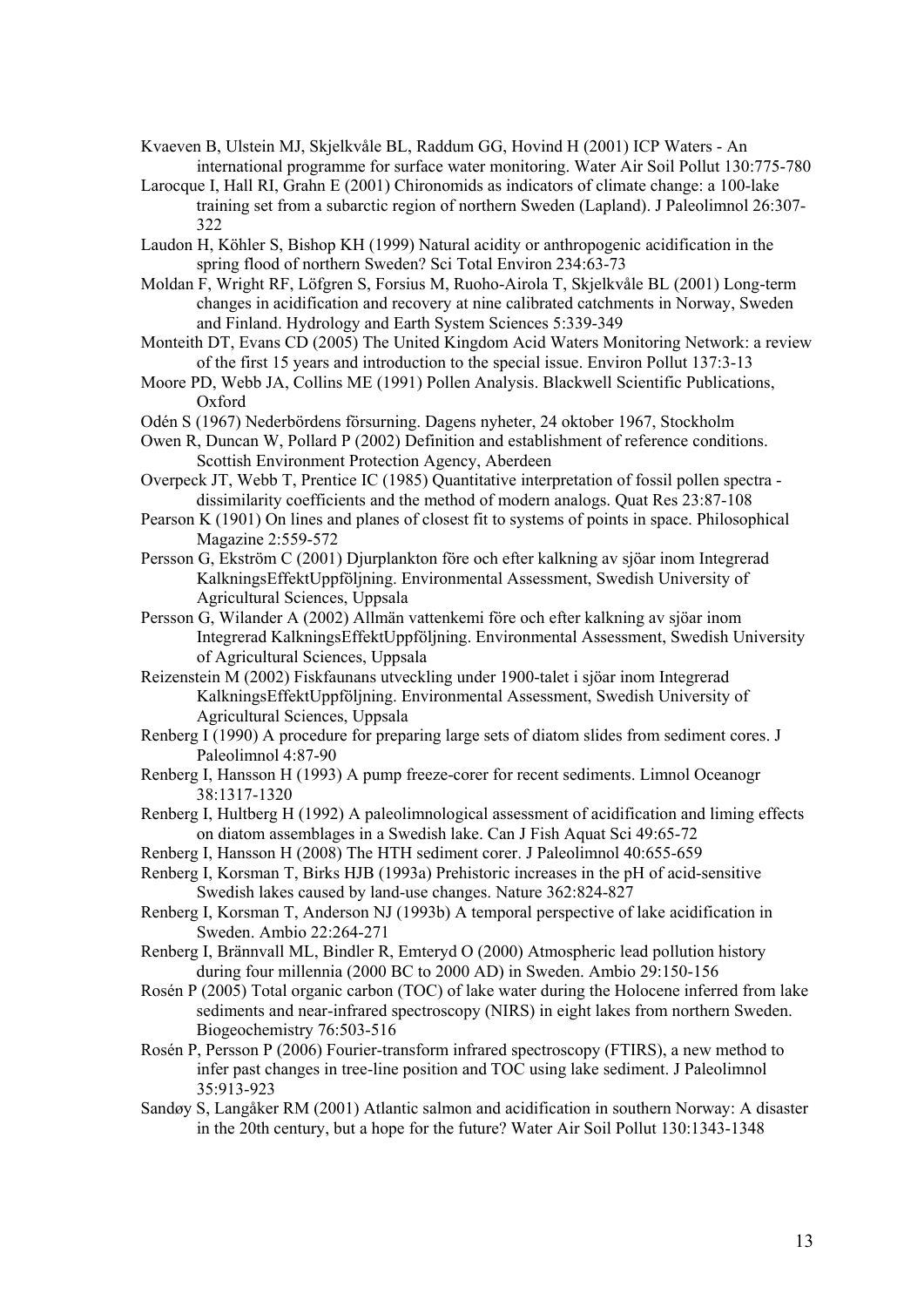Kvaeven B, Ulstein MJ, Skjelkvåle BL, Raddum GG, Hovind H (2001) ICP Waters - An international programme for surface water monitoring. Water Air Soil Pollut 130:775-780

Larocque I, Hall RI, Grahn E (2001) Chironomids as indicators of climate change: a 100-lake training set from a subarctic region of northern Sweden (Lapland). J Paleolimnol 26:307-322

Laudon H, Köhler S, Bishop KH (1999) Natural acidity or anthropogenic acidification in the spring flood of northern Sweden? Sci Total Environ 234:63-73

Moldan F, Wright RF, Löfgren S, Forsius M, Ruoho-Airola T, Skjelkvåle BL (2001) Long-term changes in acidification and recovery at nine calibrated catchments in Norway, Sweden and Finland. Hydrology and Earth System Sciences 5:339-349

Monteith DT, Evans CD (2005) The United Kingdom Acid Waters Monitoring Network: a review of the first 15 years and introduction to the special issue. Environ Pollut 137:3-13

Moore PD, Webb JA, Collins ME (1991) Pollen Analysis. Blackwell Scientific Publications, Oxford

Odén S (1967) Nederbördens försurning. Dagens nyheter, 24 oktober 1967, Stockholm

Owen R, Duncan W, Pollard P (2002) Definition and establishment of reference conditions. Scottish Environment Protection Agency, Aberdeen

Overpeck JT, Webb T, Prentice IC (1985) Quantitative interpretation of fossil pollen spectra - dissimilarity coefficients and the method of modern analogs. Quat Res 23:87-108

Pearson K (1901) On lines and planes of closest fit to systems of points in space. Philosophical Magazine 2:559-572

Persson G, Ekström C (2001) Djurplankton före och efter kalkning av sjöar inom Integrerad KalkningsEffektUppföljning. Environmental Assessment, Swedish University of Agricultural Sciences, Uppsala

Persson G, Wilander A (2002) Allmän vattenkemi före och efter kalkning av sjöar inom Integrerad KalkningsEffektUppföljning. Environmental Assessment, Swedish University of Agricultural Sciences, Uppsala

Reizenstein M (2002) Fiskfaunans utveckling under 1900-talet i sjöar inom Integrerad KalkningsEffektUppföljning. Environmental Assessment, Swedish University of Agricultural Sciences, Uppsala

Renberg I (1990) A procedure for preparing large sets of diatom slides from sediment cores. J Paleolimnol 4:87-90

Renberg I, Hansson H (1993) A pump freeze-corer for recent sediments. Limnol Oceanogr 38:1317-1320

Renberg I, Hultberg H (1992) A paleolimnological assessment of acidification and liming effects on diatom assemblages in a Swedish lake. Can J Fish Aquat Sci 49:65-72

Renberg I, Hansson H (2008) The HTH sediment corer. J Paleolimnol 40:655-659

Renberg I, Korsman T, Birks HJB (1993a) Prehistoric increases in the pH of acid-sensitive Swedish lakes caused by land-use changes. Nature 362:824-827

Renberg I, Korsman T, Anderson NJ (1993b) A temporal perspective of lake acidification in Sweden. Ambio 22:264-271

Renberg I, Brännvall ML, Bindler R, Emteryd O (2000) Atmospheric lead pollution history during four millennia (2000 BC to 2000 AD) in Sweden. Ambio 29:150-156

Rosén P (2005) Total organic carbon (TOC) of lake water during the Holocene inferred from lake sediments and near-infrared spectroscopy (NIRS) in eight lakes from northern Sweden. Biogeochemistry 76:503-516

Rosén P, Persson P (2006) Fourier-transform infrared spectroscopy (FTIRS), a new method to infer past changes in tree-line position and TOC using lake sediment. J Paleolimnol 35:913-923

Sandøy S, Langåker RM (2001) Atlantic salmon and acidification in southern Norway: A disaster in the 20th century, but a hope for the future? Water Air Soil Pollut 130:1343-1348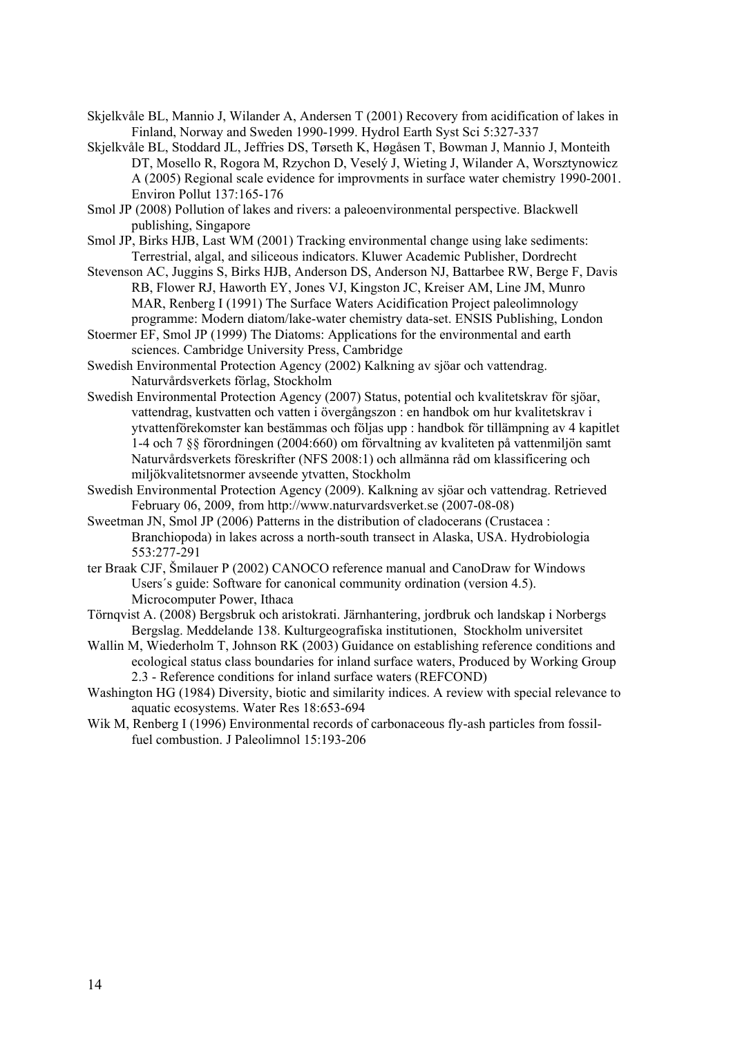Skjelkvåle BL, Mannio J, Wilander A, Andersen T (2001) Recovery from acidification of lakes in Finland, Norway and Sweden 1990-1999. Hydrol Earth Syst Sci 5:327-337

Skjelkvåle BL, Stoddard JL, Jeffries DS, Tørseth K, Høgåsen T, Bowman J, Mannio J, Monteith DT, Mosello R, Rogora M, Rzychon D, Veselý J, Wieting J, Wilander A, Worsztynowicz A (2005) Regional scale evidence for improvments in surface water chemistry 1990-2001. Environ Pollut 137:165-176

Smol JP (2008) Pollution of lakes and rivers: a paleoenvironmental perspective. Blackwell publishing, Singapore

Smol JP, Birks HJB, Last WM (2001) Tracking environmental change using lake sediments: Terrestrial, algal, and siliceous indicators. Kluwer Academic Publisher, Dordrecht

Stevenson AC, Juggins S, Birks HJB, Anderson DS, Anderson NJ, Battarbee RW, Berge F, Davis RB, Flower RJ, Haworth EY, Jones VJ, Kingston JC, Kreiser AM, Line JM, Munro MAR, Renberg I (1991) The Surface Waters Acidification Project paleolimnology programme: Modern diatom/lake-water chemistry data-set. ENSIS Publishing, London

Stoermer EF, Smol JP (1999) The Diatoms: Applications for the environmental and earth sciences. Cambridge University Press, Cambridge

Swedish Environmental Protection Agency (2002) Kalkning av sjöar och vattendrag. Naturvårdsverkets förlag, Stockholm

Swedish Environmental Protection Agency (2007) Status, potential och kvalitetskrav för sjöar, vattendrag, kustvatten och vatten i övergångszon : en handbok om hur kvalitetskrav i ytvattenförekomster kan bestämmas och följas upp : handbok för tillämpning av 4 kapitlet 1-4 och 7 §§ förordningen (2004:660) om förvaltning av kvaliteten på vattenmiljön samt Naturvårdsverkets föreskrifter (NFS 2008:1) och allmänna råd om klassificering och miljökvalitetsnormer avseende ytvatten, Stockholm

Swedish Environmental Protection Agency (2009). Kalkning av sjöar och vattendrag. Retrieved February 06, 2009, from http://www.naturvardsverket.se (2007-08-08)

Sweetman JN, Smol JP (2006) Patterns in the distribution of cladocerans (Crustacea : Branchiopoda) in lakes across a north-south transect in Alaska, USA. Hydrobiologia 553:277-291

ter Braak CJF, Šmilauer P (2002) CANOCO reference manual and CanoDraw for Windows Users´s guide: Software for canonical community ordination (version 4.5). Microcomputer Power, Ithaca

Törnqvist A. (2008) Bergsbruk och aristokrati. Järnhantering, jordbruk och landskap i Norbergs Bergslag. Meddelande 138. Kulturgeografiska institutionen, Stockholm universitet

Wallin M, Wiederholm T, Johnson RK (2003) Guidance on establishing reference conditions and ecological status class boundaries for inland surface waters, Produced by Working Group 2.3 - Reference conditions for inland surface waters (REFCOND)

Washington HG (1984) Diversity, biotic and similarity indices. A review with special relevance to aquatic ecosystems. Water Res 18:653-694

Wik M, Renberg I (1996) Environmental records of carbonaceous fly-ash particles from fossil-fuel combustion. J Paleolimnol 15:193-206